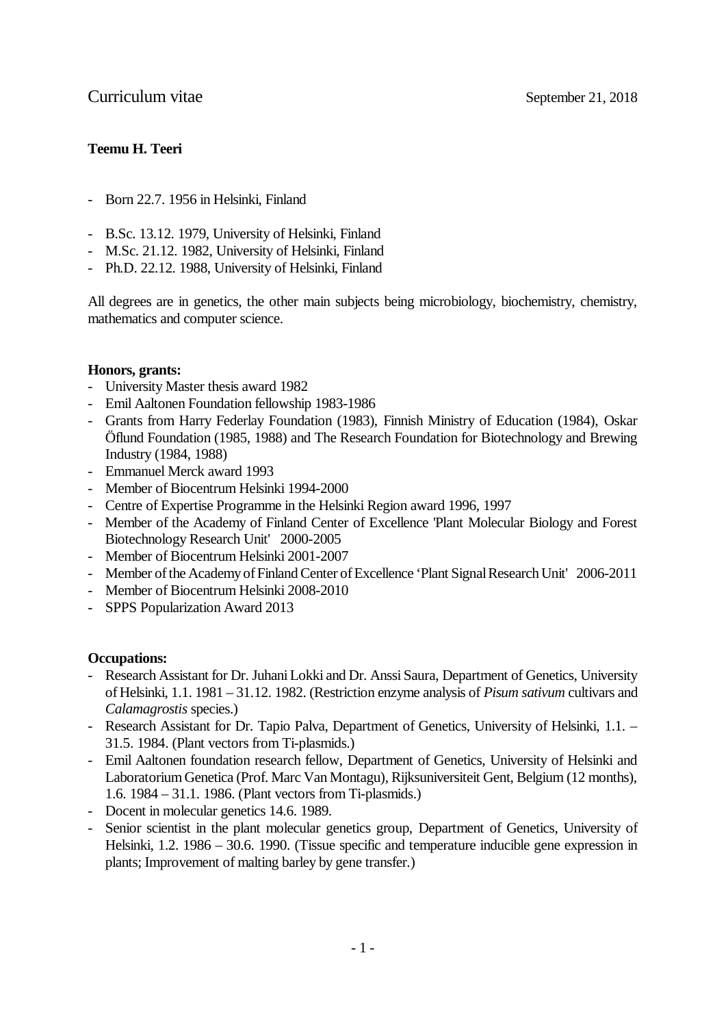Curriculum vitae September 21, 2018

**Teemu H. Teeri**

- Born 22.7. 1956 in Helsinki, Finland

- B.Sc. 13.12. 1979, University of Helsinki, Finland
- M.Sc. 21.12. 1982, University of Helsinki, Finland
- Ph.D. 22.12. 1988, University of Helsinki, Finland

All degrees are in genetics, the other main subjects being microbiology, biochemistry, chemistry, mathematics and computer science.

**Honors, grants:**

- University Master thesis award 1982
- Emil Aaltonen Foundation fellowship 1983-1986
- Grants from Harry Federlay Foundation (1983), Finnish Ministry of Education (1984), Oskar Öflund Foundation (1985, 1988) and The Research Foundation for Biotechnology and Brewing Industry (1984, 1988)
- Emmanuel Merck award 1993
- Member of Biocentrum Helsinki 1994-2000
- Centre of Expertise Programme in the Helsinki Region award 1996, 1997
- Member of the Academy of Finland Center of Excellence 'Plant Molecular Biology and Forest Biotechnology Research Unit' 2000-2005
- Member of Biocentrum Helsinki 2001-2007
- Member of the Academy of Finland Center of Excellence 'Plant Signal Research Unit' 2006-2011
- Member of Biocentrum Helsinki 2008-2010
- SPPS Popularization Award 2013

**Occupations:**

- Research Assistant for Dr. Juhani Lokki and Dr. Anssi Saura, Department of Genetics, University of Helsinki, 1.1. 1981 – 31.12. 1982. (Restriction enzyme analysis of *Pisum sativum* cultivars and *Calamagrostis* species.)
- Research Assistant for Dr. Tapio Palva, Department of Genetics, University of Helsinki, 1.1. – 31.5. 1984. (Plant vectors from Ti-plasmids.)
- Emil Aaltonen foundation research fellow, Department of Genetics, University of Helsinki and Laboratorium Genetica (Prof. Marc Van Montagu), Rijksuniversiteit Gent, Belgium (12 months), 1.6. 1984 – 31.1. 1986. (Plant vectors from Ti-plasmids.)
- Docent in molecular genetics 14.6. 1989.
- Senior scientist in the plant molecular genetics group, Department of Genetics, University of Helsinki, 1.2. 1986 – 30.6. 1990. (Tissue specific and temperature inducible gene expression in plants; Improvement of malting barley by gene transfer.)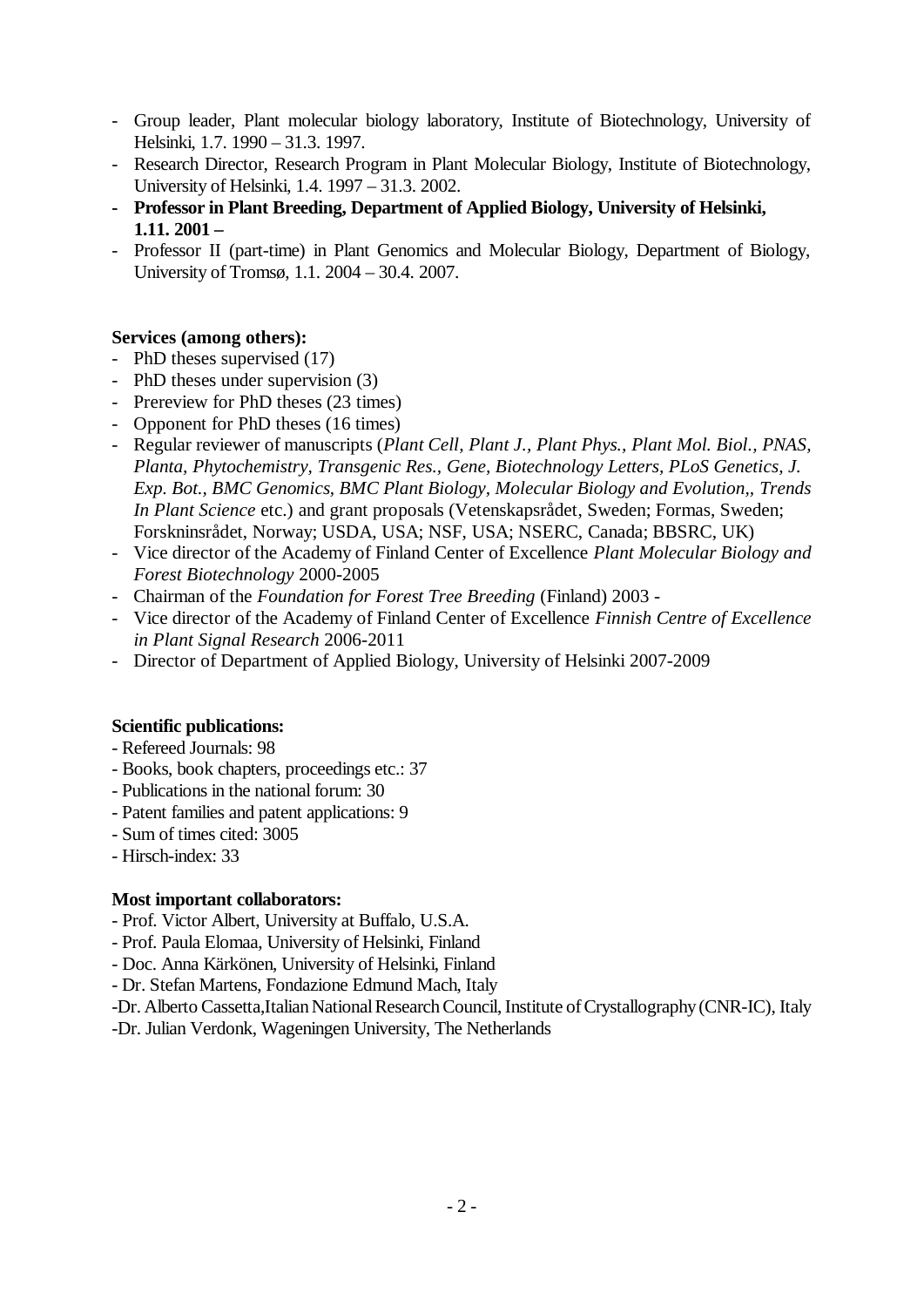- Group leader, Plant molecular biology laboratory, Institute of Biotechnology, University of Helsinki, 1.7. 1990 – 31.3. 1997.
- Research Director, Research Program in Plant Molecular Biology, Institute of Biotechnology, University of Helsinki, 1.4. 1997 – 31.3. 2002.
- **Professor in Plant Breeding, Department of Applied Biology, University of Helsinki, 1.11. 2001 –**
- Professor II (part-time) in Plant Genomics and Molecular Biology, Department of Biology, University of Tromsø, 1.1. 2004 – 30.4. 2007.

**Services (among others):**

- PhD theses supervised (17)
- PhD theses under supervision (3)
- Prereview for PhD theses (23 times)
- Opponent for PhD theses (16 times)
- Regular reviewer of manuscripts (*Plant Cell, Plant J., Plant Phys., Plant Mol. Biol., PNAS, Planta, Phytochemistry, Transgenic Res., Gene, Biotechnology Letters, PLoS Genetics, J. Exp. Bot., BMC Genomics, BMC Plant Biology, Molecular Biology and Evolution,, Trends In Plant Science* etc.) and grant proposals (Vetenskapsrådet, Sweden; Formas, Sweden; Forskninsrådet, Norway; USDA, USA; NSF, USA; NSERC, Canada; BBSRC, UK)
- Vice director of the Academy of Finland Center of Excellence *Plant Molecular Biology and Forest Biotechnology* 2000-2005
- Chairman of the *Foundation for Forest Tree Breeding* (Finland) 2003 -
- Vice director of the Academy of Finland Center of Excellence *Finnish Centre of Excellence in Plant Signal Research* 2006-2011
- Director of Department of Applied Biology, University of Helsinki 2007-2009

**Scientific publications:**

- Refereed Journals: 98
- Books, book chapters, proceedings etc.: 37
- Publications in the national forum: 30
- Patent families and patent applications: 9
- Sum of times cited: 3005
- Hirsch-index: 33

**Most important collaborators:**

- Prof. Victor Albert, University at Buffalo, U.S.A.
- Prof. Paula Elomaa, University of Helsinki, Finland
- Doc. Anna Kärkönen, University of Helsinki, Finland
- Dr. Stefan Martens, Fondazione Edmund Mach, Italy
- Dr. Alberto Cassetta,Italian National Research Council, Institute of Crystallography (CNR-IC), Italy
- Dr. Julian Verdonk, Wageningen University, The Netherlands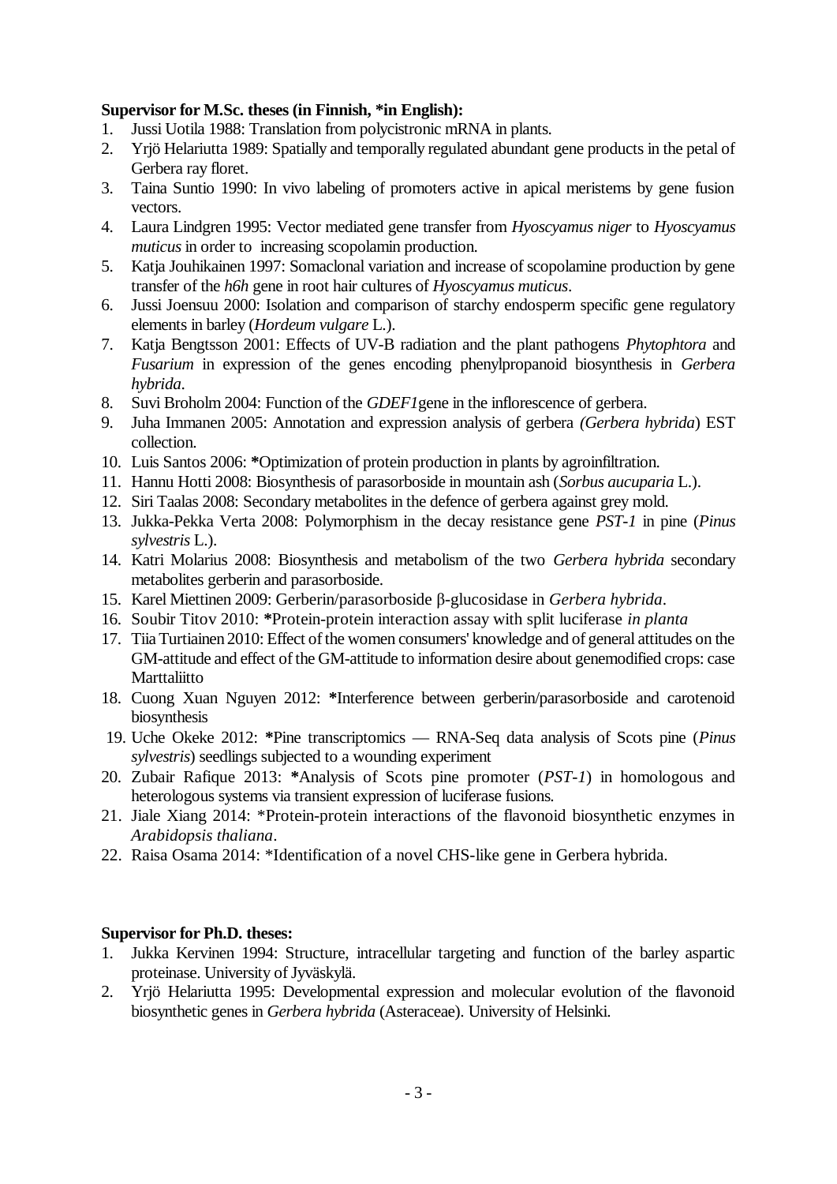**Supervisor for M.Sc. theses (in Finnish, *in English):**

1. Jussi Uotila 1988: Translation from polycistronic mRNA in plants.
2. Yrjö Helariutta 1989: Spatially and temporally regulated abundant gene products in the petal of Gerbera ray floret.
3. Taina Suntio 1990: In vivo labeling of promoters active in apical meristems by gene fusion vectors.
4. Laura Lindgren 1995: Vector mediated gene transfer from *Hyoscyamus niger* to *Hyoscyamus muticus* in order to increasing scopolamin production.
5. Katja Jouhikainen 1997: Somaclonal variation and increase of scopolamine production by gene transfer of the *h6h* gene in root hair cultures of *Hyoscyamus muticus*.
6. Jussi Joensuu 2000: Isolation and comparison of starchy endosperm specific gene regulatory elements in barley (*Hordeum vulgare* L.).
7. Katja Bengtsson 2001: Effects of UV-B radiation and the plant pathogens *Phytophtora* and *Fusarium* in expression of the genes encoding phenylpropanoid biosynthesis in *Gerbera hybrida*.
8. Suvi Broholm 2004: Function of the *GDEF1*gene in the inflorescence of gerbera.
9. Juha Immanen 2005: Annotation and expression analysis of gerbera *(Gerbera hybrida*) EST collection.
10. Luis Santos 2006: ***Optimization of protein production in plants by agroinfiltration.
11. Hannu Hotti 2008: Biosynthesis of parasorboside in mountain ash (*Sorbus aucuparia* L.).
12. Siri Taalas 2008: Secondary metabolites in the defence of gerbera against grey mold.
13. Jukka-Pekka Verta 2008: Polymorphism in the decay resistance gene *PST-1* in pine (*Pinus sylvestris* L.).
14. Katri Molarius 2008: Biosynthesis and metabolism of the two *Gerbera hybrida* secondary metabolites gerberin and parasorboside.
15. Karel Miettinen 2009: Gerberin/parasorboside β-glucosidase in *Gerbera hybrida*.
16. Soubir Titov 2010: ***Protein-protein interaction assay with split luciferase *in planta*
17. Tiia Turtiainen 2010: Effect of the women consumers' knowledge and of general attitudes on the GM-attitude and effect of the GM-attitude to information desire about genemodified crops: case Marttaliitto
18. Cuong Xuan Nguyen 2012: ***Interference between gerberin/parasorboside and carotenoid biosynthesis
19. Uche Okeke 2012: ***Pine transcriptomics — RNA-Seq data analysis of Scots pine (*Pinus sylvestris*) seedlings subjected to a wounding experiment
20. Zubair Rafique 2013: ***Analysis of Scots pine promoter (*PST-1*) in homologous and heterologous systems via transient expression of luciferase fusions.
21. Jiale Xiang 2014: *Protein-protein interactions of the flavonoid biosynthetic enzymes in *Arabidopsis thaliana*.
22. Raisa Osama 2014: *Identification of a novel CHS-like gene in Gerbera hybrida.

**Supervisor for Ph.D. theses:**

1. Jukka Kervinen 1994: Structure, intracellular targeting and function of the barley aspartic proteinase. University of Jyväskylä.
2. Yrjö Helariutta 1995: Developmental expression and molecular evolution of the flavonoid biosynthetic genes in *Gerbera hybrida* (Asteraceae). University of Helsinki.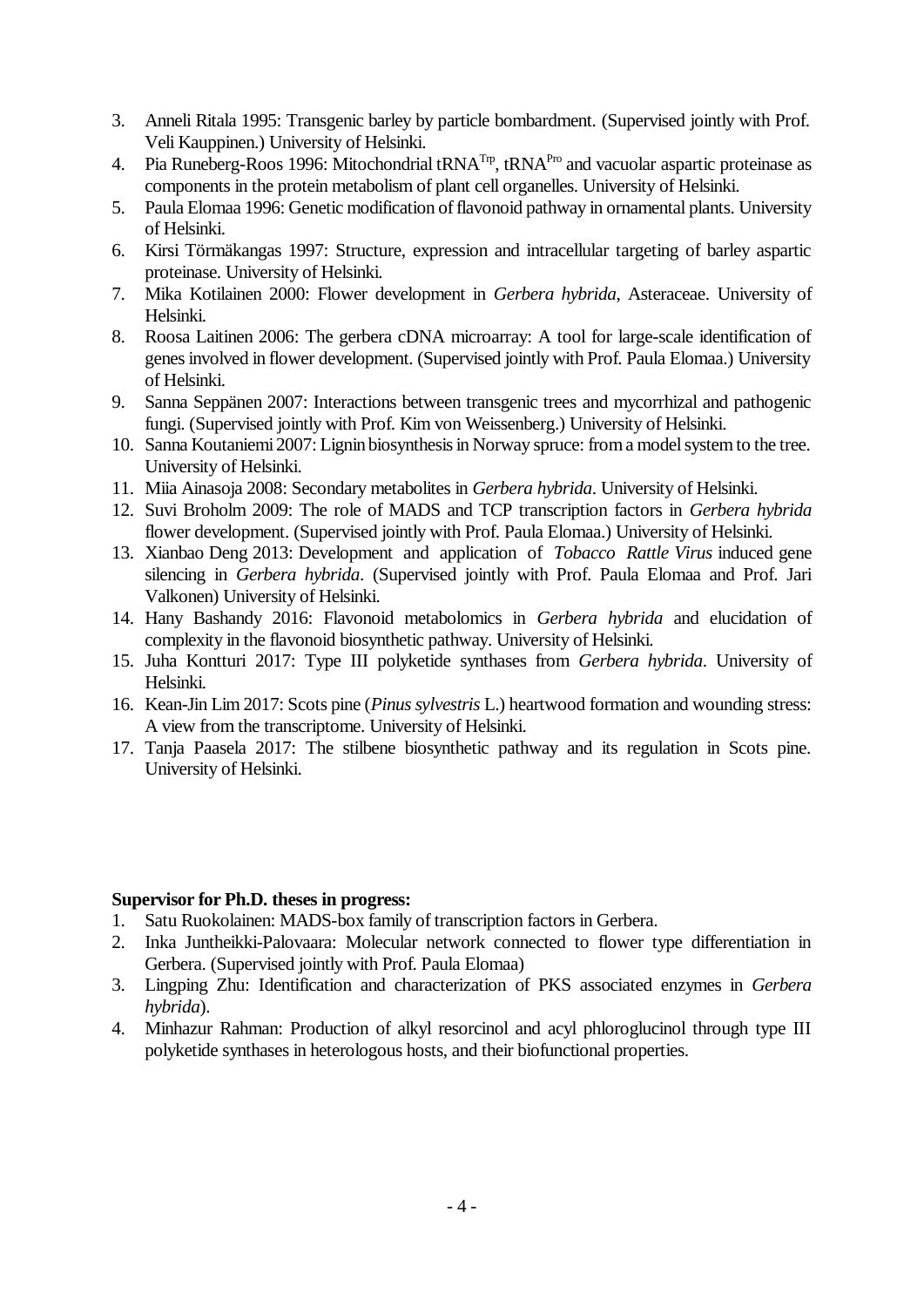3. Anneli Ritala 1995: Transgenic barley by particle bombardment. (Supervised jointly with Prof. Veli Kauppinen.) University of Helsinki.
4. Pia Runeberg-Roos 1996: Mitochondrial $tRNA^{Trp}$, $tRNA^{Pro}$ and vacuolar aspartic proteinase as components in the protein metabolism of plant cell organelles. University of Helsinki.
5. Paula Elomaa 1996: Genetic modification of flavonoid pathway in ornamental plants. University of Helsinki.
6. Kirsi Törmäkangas 1997: Structure, expression and intracellular targeting of barley aspartic proteinase. University of Helsinki.
7. Mika Kotilainen 2000: Flower development in *Gerbera hybrida*, Asteraceae. University of Helsinki.
8. Roosa Laitinen 2006: The gerbera cDNA microarray: A tool for large-scale identification of genes involved in flower development. (Supervised jointly with Prof. Paula Elomaa.) University of Helsinki.
9. Sanna Seppänen 2007: Interactions between transgenic trees and mycorrhizal and pathogenic fungi. (Supervised jointly with Prof. Kim von Weissenberg.) University of Helsinki.
10. Sanna Koutaniemi 2007: Lignin biosynthesis in Norway spruce: from a model system to the tree. University of Helsinki.
11. Miia Ainasoja 2008: Secondary metabolites in *Gerbera hybrida*. University of Helsinki.
12. Suvi Broholm 2009: The role of MADS and TCP transcription factors in *Gerbera hybrida* flower development. (Supervised jointly with Prof. Paula Elomaa.) University of Helsinki.
13. Xianbao Deng 2013: Development and application of *Tobacco Rattle Virus* induced gene silencing in *Gerbera hybrida*. (Supervised jointly with Prof. Paula Elomaa and Prof. Jari Valkonen) University of Helsinki.
14. Hany Bashandy 2016: Flavonoid metabolomics in *Gerbera hybrida* and elucidation of complexity in the flavonoid biosynthetic pathway. University of Helsinki.
15. Juha Kontturi 2017: Type III polyketide synthases from *Gerbera hybrida*. University of Helsinki.
16. Kean-Jin Lim 2017: Scots pine (*Pinus sylvestris* L.) heartwood formation and wounding stress: A view from the transcriptome. University of Helsinki.
17. Tanja Paasela 2017: The stilbene biosynthetic pathway and its regulation in Scots pine. University of Helsinki.

**Supervisor for Ph.D. theses in progress:**

1. Satu Ruokolainen: MADS-box family of transcription factors in Gerbera.
2. Inka Juntheikki-Palovaara: Molecular network connected to flower type differentiation in Gerbera. (Supervised jointly with Prof. Paula Elomaa)
3. Lingping Zhu: Identification and characterization of PKS associated enzymes in *Gerbera hybrida*).
4. Minhazur Rahman: Production of alkyl resorcinol and acyl phloroglucinol through type III polyketide synthases in heterologous hosts, and their biofunctional properties.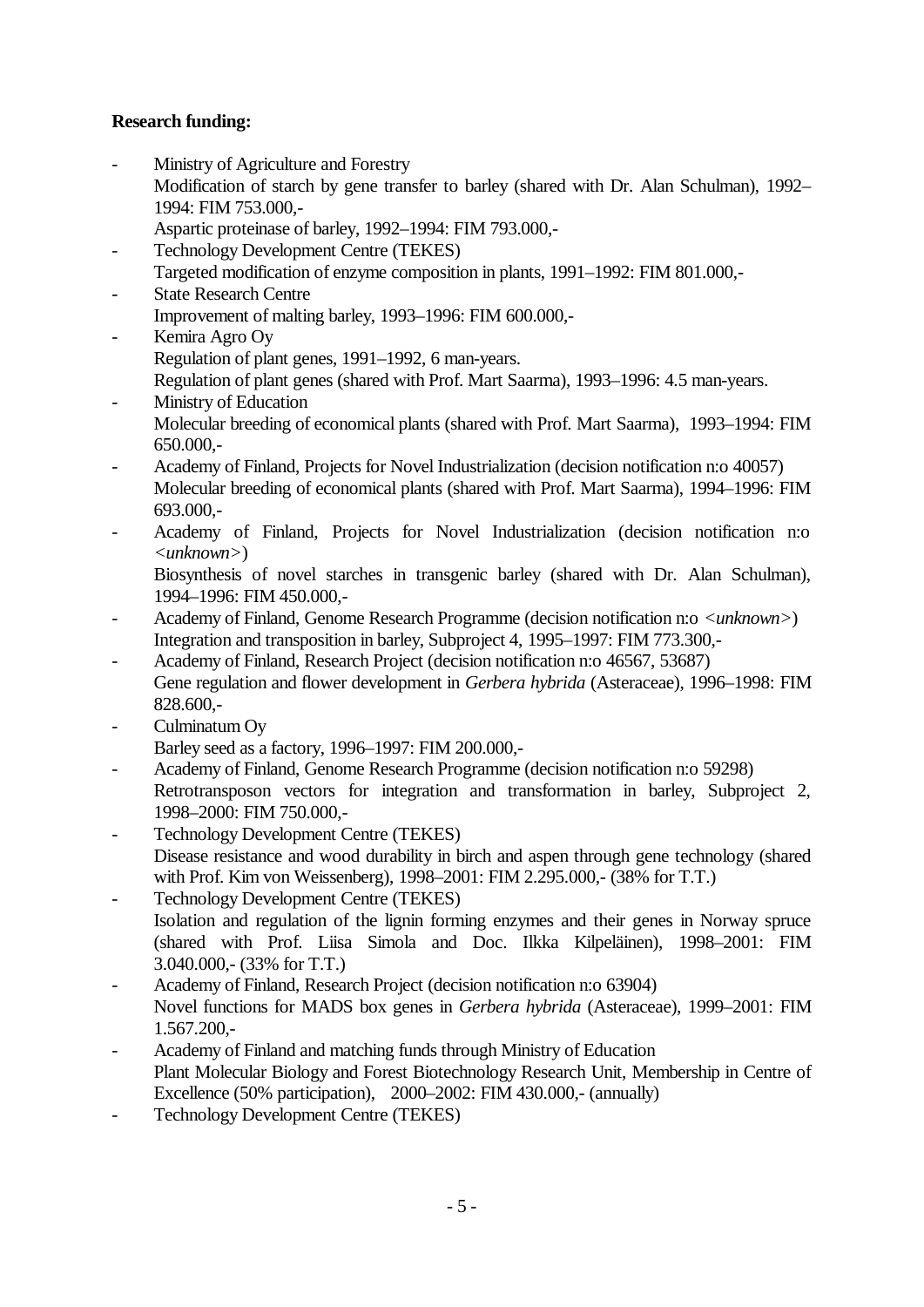**Research funding:**

- Ministry of Agriculture and Forestry
  Modification of starch by gene transfer to barley (shared with Dr. Alan Schulman), 1992–1994: FIM 753.000,-
  Aspartic proteinase of barley, 1992–1994: FIM 793.000,-
- Technology Development Centre (TEKES)
  Targeted modification of enzyme composition in plants, 1991–1992: FIM 801.000,-
- State Research Centre
  Improvement of malting barley, 1993–1996: FIM 600.000,-
- Kemira Agro Oy
  Regulation of plant genes, 1991–1992, 6 man-years.
  Regulation of plant genes (shared with Prof. Mart Saarma), 1993–1996: 4.5 man-years.
- Ministry of Education
  Molecular breeding of economical plants (shared with Prof. Mart Saarma), 1993–1994: FIM 650.000,-
- Academy of Finland, Projects for Novel Industrialization (decision notification n:o 40057)
  Molecular breeding of economical plants (shared with Prof. Mart Saarma), 1994–1996: FIM 693.000,-
- Academy of Finland, Projects for Novel Industrialization (decision notification n:o *<unknown>*)
  Biosynthesis of novel starches in transgenic barley (shared with Dr. Alan Schulman), 1994–1996: FIM 450.000,-
- Academy of Finland, Genome Research Programme (decision notification n:o *<unknown>*)
  Integration and transposition in barley, Subproject 4, 1995–1997: FIM 773.300,-
- Academy of Finland, Research Project (decision notification n:o 46567, 53687)
  Gene regulation and flower development in *Gerbera hybrida* (Asteraceae), 1996–1998: FIM 828.600,-
- Culminatum Oy
  Barley seed as a factory, 1996–1997: FIM 200.000,-
- Academy of Finland, Genome Research Programme (decision notification n:o 59298)
  Retrotransposon vectors for integration and transformation in barley, Subproject 2, 1998–2000: FIM 750.000,-
- Technology Development Centre (TEKES)
  Disease resistance and wood durability in birch and aspen through gene technology (shared with Prof. Kim von Weissenberg), 1998–2001: FIM 2.295.000,- (38% for T.T.)
- Technology Development Centre (TEKES)
  Isolation and regulation of the lignin forming enzymes and their genes in Norway spruce (shared with Prof. Liisa Simola and Doc. Ilkka Kilpeläinen), 1998–2001: FIM 3.040.000,- (33% for T.T.)
- Academy of Finland, Research Project (decision notification n:o 63904)
  Novel functions for MADS box genes in *Gerbera hybrida* (Asteraceae), 1999–2001: FIM 1.567.200,-
- Academy of Finland and matching funds through Ministry of Education
  Plant Molecular Biology and Forest Biotechnology Research Unit, Membership in Centre of Excellence (50% participation), 2000–2002: FIM 430.000,- (annually)
- Technology Development Centre (TEKES)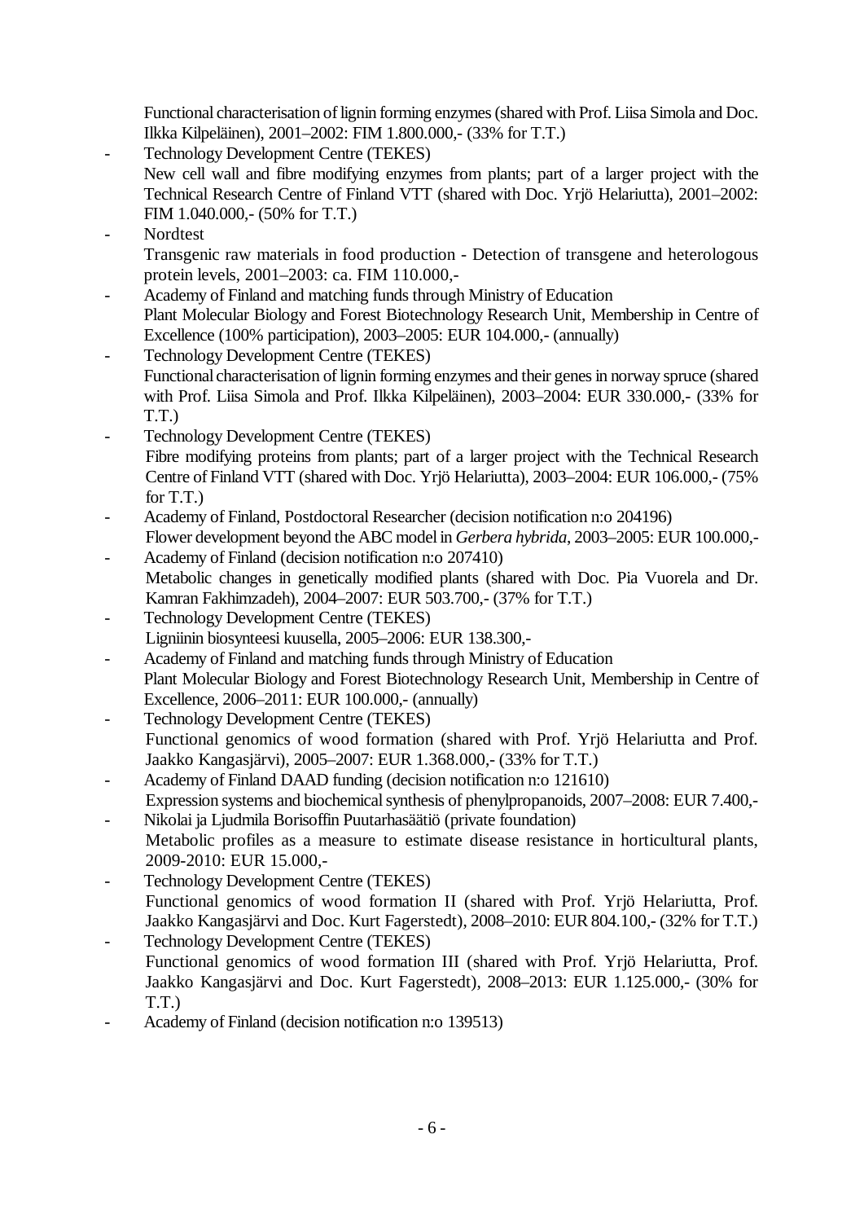Functional characterisation of lignin forming enzymes (shared with Prof. Liisa Simola and Doc. Ilkka Kilpeläinen), 2001–2002: FIM 1.800.000,- (33% for T.T.)

- Technology Development Centre (TEKES)
  New cell wall and fibre modifying enzymes from plants; part of a larger project with the Technical Research Centre of Finland VTT (shared with Doc. Yrjö Helariutta), 2001–2002: FIM 1.040.000,- (50% for T.T.)
- Nordtest
  Transgenic raw materials in food production - Detection of transgene and heterologous protein levels, 2001–2003: ca. FIM 110.000,-
- Academy of Finland and matching funds through Ministry of Education
  Plant Molecular Biology and Forest Biotechnology Research Unit, Membership in Centre of Excellence (100% participation), 2003–2005: EUR 104.000,- (annually)
- Technology Development Centre (TEKES)
  Functional characterisation of lignin forming enzymes and their genes in norway spruce (shared with Prof. Liisa Simola and Prof. Ilkka Kilpeläinen), 2003–2004: EUR 330.000,- (33% for T.T.)
- Technology Development Centre (TEKES)
  Fibre modifying proteins from plants; part of a larger project with the Technical Research Centre of Finland VTT (shared with Doc. Yrjö Helariutta), 2003–2004: EUR 106.000,- (75% for T.T.)
- Academy of Finland, Postdoctoral Researcher (decision notification n:o 204196)
  Flower development beyond the ABC model in *Gerbera hybrida*, 2003–2005: EUR 100.000,-
- Academy of Finland (decision notification n:o 207410)
  Metabolic changes in genetically modified plants (shared with Doc. Pia Vuorela and Dr. Kamran Fakhimzadeh), 2004–2007: EUR 503.700,- (37% for T.T.)
- Technology Development Centre (TEKES)
  Ligniinin biosynteesi kuusella, 2005–2006: EUR 138.300,-
- Academy of Finland and matching funds through Ministry of Education
  Plant Molecular Biology and Forest Biotechnology Research Unit, Membership in Centre of Excellence, 2006–2011: EUR 100.000,- (annually)
- Technology Development Centre (TEKES)
  Functional genomics of wood formation (shared with Prof. Yrjö Helariutta and Prof. Jaakko Kangasjärvi), 2005–2007: EUR 1.368.000,- (33% for T.T.)
- Academy of Finland DAAD funding (decision notification n:o 121610)
  Expression systems and biochemical synthesis of phenylpropanoids, 2007–2008: EUR 7.400,-
- Nikolai ja Ljudmila Borisoffin Puutarhasäätiö (private foundation)
  Metabolic profiles as a measure to estimate disease resistance in horticultural plants, 2009-2010: EUR 15.000,-
- Technology Development Centre (TEKES)
  Functional genomics of wood formation II (shared with Prof. Yrjö Helariutta, Prof. Jaakko Kangasjärvi and Doc. Kurt Fagerstedt), 2008–2010: EUR 804.100,- (32% for T.T.)
- Technology Development Centre (TEKES)
  Functional genomics of wood formation III (shared with Prof. Yrjö Helariutta, Prof. Jaakko Kangasjärvi and Doc. Kurt Fagerstedt), 2008–2013: EUR 1.125.000,- (30% for T.T.)
- Academy of Finland (decision notification n:o 139513)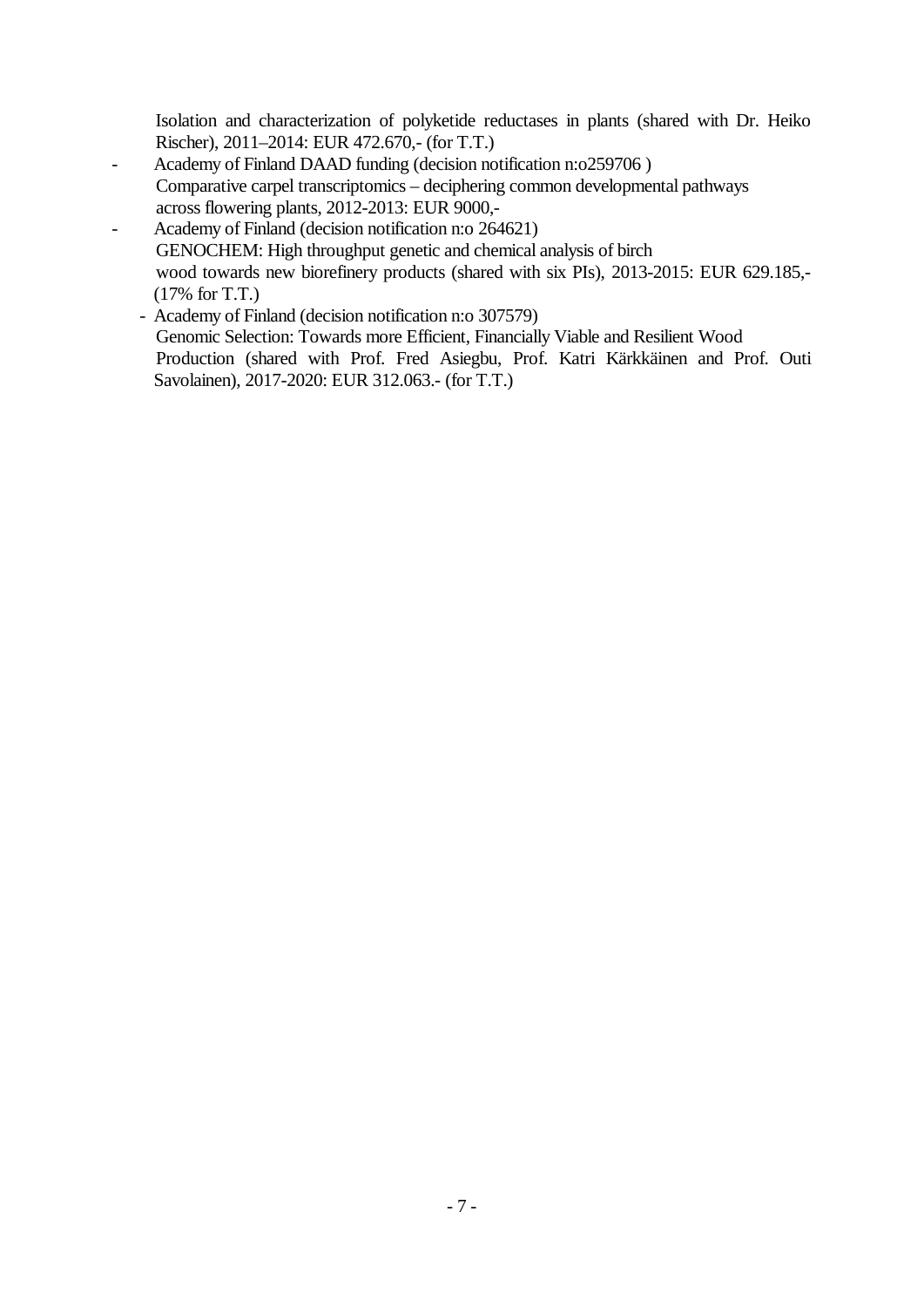Isolation and characterization of polyketide reductases in plants (shared with Dr. Heiko Rischer), 2011–2014: EUR 472.670,- (for T.T.)

- Academy of Finland DAAD funding (decision notification n:o259706 )
  Comparative carpel transcriptomics – deciphering common developmental pathways across flowering plants, 2012-2013: EUR 9000,-
- Academy of Finland (decision notification n:o 264621)
  GENOCHEM: High throughput genetic and chemical analysis of birch wood towards new biorefinery products (shared with six PIs), 2013-2015: EUR 629.185,- (17% for T.T.)
- Academy of Finland (decision notification n:o 307579)
  Genomic Selection: Towards more Efficient, Financially Viable and Resilient Wood Production (shared with Prof. Fred Asiegbu, Prof. Katri Kärkkäinen and Prof. Outi Savolainen), 2017-2020: EUR 312.063.- (for T.T.)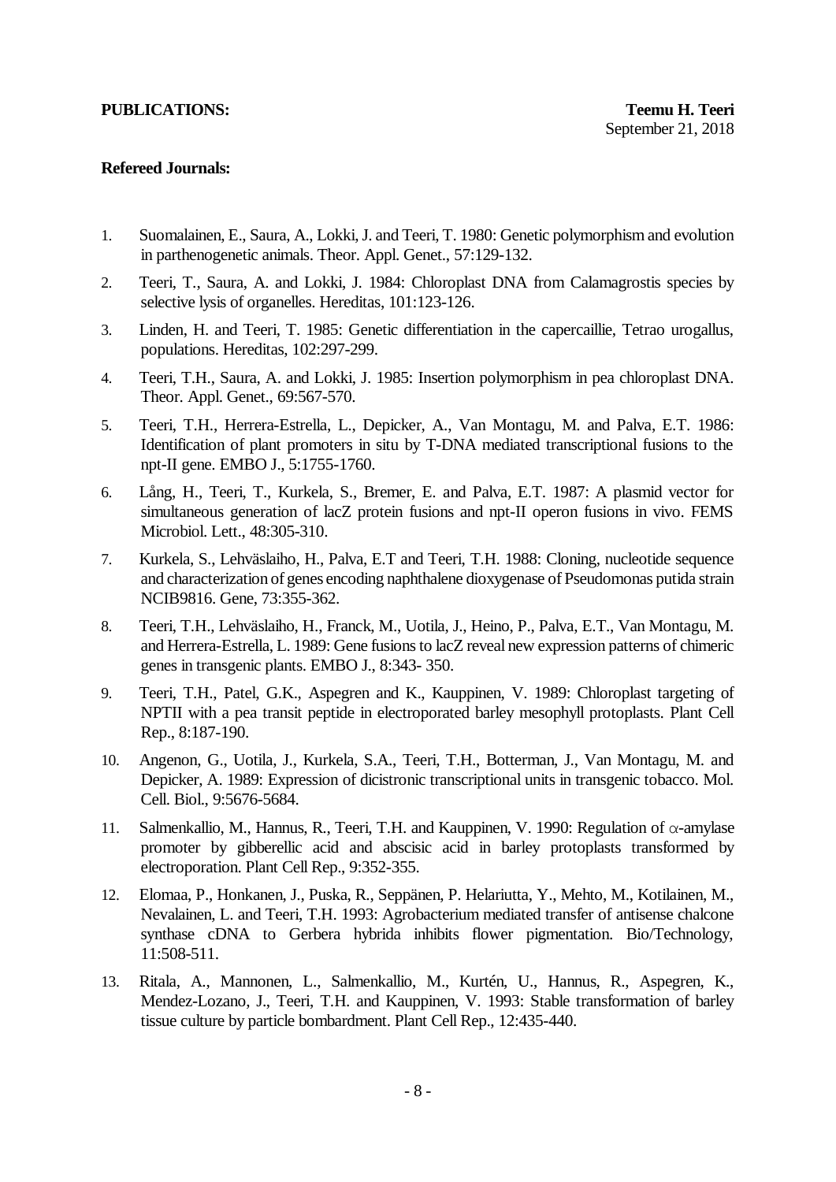**PUBLICATIONS:** **Teemu H. Teeri**

September 21, 2018

**Refereed Journals:**

1. Suomalainen, E., Saura, A., Lokki, J. and Teeri, T. 1980: Genetic polymorphism and evolution in parthenogenetic animals. Theor. Appl. Genet., 57:129-132.

2. Teeri, T., Saura, A. and Lokki, J. 1984: Chloroplast DNA from Calamagrostis species by selective lysis of organelles. Hereditas, 101:123-126.

3. Linden, H. and Teeri, T. 1985: Genetic differentiation in the capercaillie, Tetrao urogallus, populations. Hereditas, 102:297-299.

4. Teeri, T.H., Saura, A. and Lokki, J. 1985: Insertion polymorphism in pea chloroplast DNA. Theor. Appl. Genet., 69:567-570.

5. Teeri, T.H., Herrera-Estrella, L., Depicker, A., Van Montagu, M. and Palva, E.T. 1986: Identification of plant promoters in situ by T-DNA mediated transcriptional fusions to the npt-II gene. EMBO J., 5:1755-1760.

6. Lång, H., Teeri, T., Kurkela, S., Bremer, E. and Palva, E.T. 1987: A plasmid vector for simultaneous generation of lacZ protein fusions and npt-II operon fusions in vivo. FEMS Microbiol. Lett., 48:305-310.

7. Kurkela, S., Lehväslaiho, H., Palva, E.T and Teeri, T.H. 1988: Cloning, nucleotide sequence and characterization of genes encoding naphthalene dioxygenase of Pseudomonas putida strain NCIB9816. Gene, 73:355-362.

8. Teeri, T.H., Lehväslaiho, H., Franck, M., Uotila, J., Heino, P., Palva, E.T., Van Montagu, M. and Herrera-Estrella, L. 1989: Gene fusions to lacZ reveal new expression patterns of chimeric genes in transgenic plants. EMBO J., 8:343- 350.

9. Teeri, T.H., Patel, G.K., Aspegren and K., Kauppinen, V. 1989: Chloroplast targeting of NPTII with a pea transit peptide in electroporated barley mesophyll protoplasts. Plant Cell Rep., 8:187-190.

10. Angenon, G., Uotila, J., Kurkela, S.A., Teeri, T.H., Botterman, J., Van Montagu, M. and Depicker, A. 1989: Expression of dicistronic transcriptional units in transgenic tobacco. Mol. Cell. Biol., 9:5676-5684.

11. Salmenkallio, M., Hannus, R., Teeri, T.H. and Kauppinen, V. 1990: Regulation of $\alpha$-amylase promoter by gibberellic acid and abscisic acid in barley protoplasts transformed by electroporation. Plant Cell Rep., 9:352-355.

12. Elomaa, P., Honkanen, J., Puska, R., Seppänen, P. Helariutta, Y., Mehto, M., Kotilainen, M., Nevalainen, L. and Teeri, T.H. 1993: Agrobacterium mediated transfer of antisense chalcone synthase cDNA to Gerbera hybrida inhibits flower pigmentation. Bio/Technology, 11:508-511.

13. Ritala, A., Mannonen, L., Salmenkallio, M., Kurtén, U., Hannus, R., Aspegren, K., Mendez-Lozano, J., Teeri, T.H. and Kauppinen, V. 1993: Stable transformation of barley tissue culture by particle bombardment. Plant Cell Rep., 12:435-440.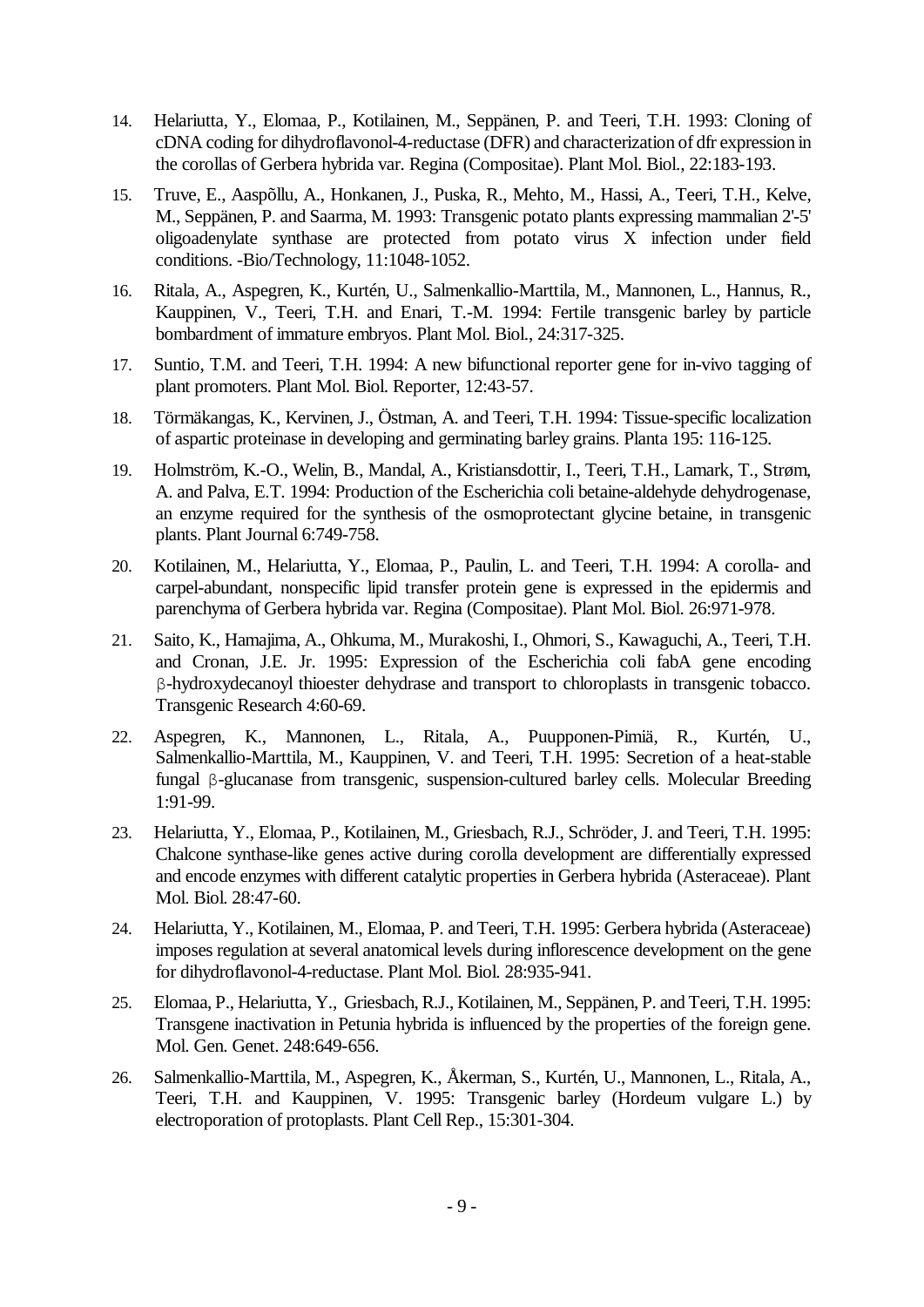14. Helariutta, Y., Elomaa, P., Kotilainen, M., Seppänen, P. and Teeri, T.H. 1993: Cloning of cDNA coding for dihydroflavonol-4-reductase (DFR) and characterization of dfr expression in the corollas of Gerbera hybrida var. Regina (Compositae). Plant Mol. Biol., 22:183-193.

15. Truve, E., Aaspõllu, A., Honkanen, J., Puska, R., Mehto, M., Hassi, A., Teeri, T.H., Kelve, M., Seppänen, P. and Saarma, M. 1993: Transgenic potato plants expressing mammalian 2'-5' oligoadenylate synthase are protected from potato virus X infection under field conditions. -Bio/Technology, 11:1048-1052.

16. Ritala, A., Aspegren, K., Kurtén, U., Salmenkallio-Marttila, M., Mannonen, L., Hannus, R., Kauppinen, V., Teeri, T.H. and Enari, T.-M. 1994: Fertile transgenic barley by particle bombardment of immature embryos. Plant Mol. Biol., 24:317-325.

17. Suntio, T.M. and Teeri, T.H. 1994: A new bifunctional reporter gene for in-vivo tagging of plant promoters. Plant Mol. Biol. Reporter, 12:43-57.

18. Törmäkangas, K., Kervinen, J., Östman, A. and Teeri, T.H. 1994: Tissue-specific localization of aspartic proteinase in developing and germinating barley grains. Planta 195: 116-125.

19. Holmström, K.-O., Welin, B., Mandal, A., Kristiansdottir, I., Teeri, T.H., Lamark, T., Strøm, A. and Palva, E.T. 1994: Production of the Escherichia coli betaine-aldehyde dehydrogenase, an enzyme required for the synthesis of the osmoprotectant glycine betaine, in transgenic plants. Plant Journal 6:749-758.

20. Kotilainen, M., Helariutta, Y., Elomaa, P., Paulin, L. and Teeri, T.H. 1994: A corolla- and carpel-abundant, nonspecific lipid transfer protein gene is expressed in the epidermis and parenchyma of Gerbera hybrida var. Regina (Compositae). Plant Mol. Biol. 26:971-978.

21. Saito, K., Hamajima, A., Ohkuma, M., Murakoshi, I., Ohmori, S., Kawaguchi, A., Teeri, T.H. and Cronan, J.E. Jr. 1995: Expression of the Escherichia coli fabA gene encoding β-hydroxydecanoyl thioester dehydrase and transport to chloroplasts in transgenic tobacco. Transgenic Research 4:60-69.

22. Aspegren, K., Mannonen, L., Ritala, A., Puupponen-Pimiä, R., Kurtén, U., Salmenkallio-Marttila, M., Kauppinen, V. and Teeri, T.H. 1995: Secretion of a heat-stable fungal β-glucanase from transgenic, suspension-cultured barley cells. Molecular Breeding 1:91-99.

23. Helariutta, Y., Elomaa, P., Kotilainen, M., Griesbach, R.J., Schröder, J. and Teeri, T.H. 1995: Chalcone synthase-like genes active during corolla development are differentially expressed and encode enzymes with different catalytic properties in Gerbera hybrida (Asteraceae). Plant Mol. Biol. 28:47-60.

24. Helariutta, Y., Kotilainen, M., Elomaa, P. and Teeri, T.H. 1995: Gerbera hybrida (Asteraceae) imposes regulation at several anatomical levels during inflorescence development on the gene for dihydroflavonol-4-reductase. Plant Mol. Biol. 28:935-941.

25. Elomaa, P., Helariutta, Y., Griesbach, R.J., Kotilainen, M., Seppänen, P. and Teeri, T.H. 1995: Transgene inactivation in Petunia hybrida is influenced by the properties of the foreign gene. Mol. Gen. Genet. 248:649-656.

26. Salmenkallio-Marttila, M., Aspegren, K., Åkerman, S., Kurtén, U., Mannonen, L., Ritala, A., Teeri, T.H. and Kauppinen, V. 1995: Transgenic barley (Hordeum vulgare L.) by electroporation of protoplasts. Plant Cell Rep., 15:301-304.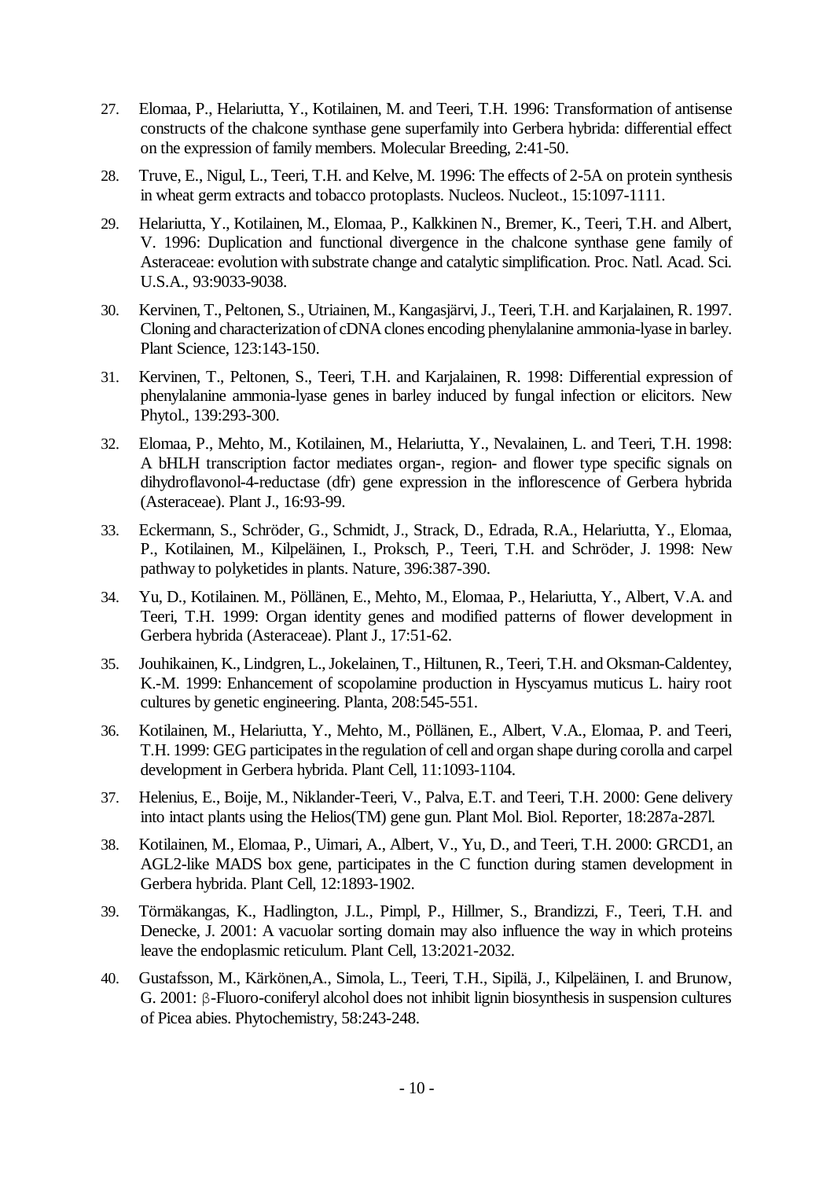27. Elomaa, P., Helariutta, Y., Kotilainen, M. and Teeri, T.H. 1996: Transformation of antisense constructs of the chalcone synthase gene superfamily into Gerbera hybrida: differential effect on the expression of family members. Molecular Breeding, 2:41-50.

28. Truve, E., Nigul, L., Teeri, T.H. and Kelve, M. 1996: The effects of 2-5A on protein synthesis in wheat germ extracts and tobacco protoplasts. Nucleos. Nucleot., 15:1097-1111.

29. Helariutta, Y., Kotilainen, M., Elomaa, P., Kalkkinen N., Bremer, K., Teeri, T.H. and Albert, V. 1996: Duplication and functional divergence in the chalcone synthase gene family of Asteraceae: evolution with substrate change and catalytic simplification. Proc. Natl. Acad. Sci. U.S.A., 93:9033-9038.

30. Kervinen, T., Peltonen, S., Utriainen, M., Kangasjärvi, J., Teeri, T.H. and Karjalainen, R. 1997. Cloning and characterization of cDNA clones encoding phenylalanine ammonia-lyase in barley. Plant Science, 123:143-150.

31. Kervinen, T., Peltonen, S., Teeri, T.H. and Karjalainen, R. 1998: Differential expression of phenylalanine ammonia-lyase genes in barley induced by fungal infection or elicitors. New Phytol., 139:293-300.

32. Elomaa, P., Mehto, M., Kotilainen, M., Helariutta, Y., Nevalainen, L. and Teeri, T.H. 1998: A bHLH transcription factor mediates organ-, region- and flower type specific signals on dihydroflavonol-4-reductase (dfr) gene expression in the inflorescence of Gerbera hybrida (Asteraceae). Plant J., 16:93-99.

33. Eckermann, S., Schröder, G., Schmidt, J., Strack, D., Edrada, R.A., Helariutta, Y., Elomaa, P., Kotilainen, M., Kilpeläinen, I., Proksch, P., Teeri, T.H. and Schröder, J. 1998: New pathway to polyketides in plants. Nature, 396:387-390.

34. Yu, D., Kotilainen. M., Pöllänen, E., Mehto, M., Elomaa, P., Helariutta, Y., Albert, V.A. and Teeri, T.H. 1999: Organ identity genes and modified patterns of flower development in Gerbera hybrida (Asteraceae). Plant J., 17:51-62.

35. Jouhikainen, K., Lindgren, L., Jokelainen, T., Hiltunen, R., Teeri, T.H. and Oksman-Caldentey, K.-M. 1999: Enhancement of scopolamine production in Hyscyamus muticus L. hairy root cultures by genetic engineering. Planta, 208:545-551.

36. Kotilainen, M., Helariutta, Y., Mehto, M., Pöllänen, E., Albert, V.A., Elomaa, P. and Teeri, T.H. 1999: GEG participates in the regulation of cell and organ shape during corolla and carpel development in Gerbera hybrida. Plant Cell, 11:1093-1104.

37. Helenius, E., Boije, M., Niklander-Teeri, V., Palva, E.T. and Teeri, T.H. 2000: Gene delivery into intact plants using the Helios(TM) gene gun. Plant Mol. Biol. Reporter, 18:287a-287l.

38. Kotilainen, M., Elomaa, P., Uimari, A., Albert, V., Yu, D., and Teeri, T.H. 2000: GRCD1, an AGL2-like MADS box gene, participates in the C function during stamen development in Gerbera hybrida. Plant Cell, 12:1893-1902.

39. Törmäkangas, K., Hadlington, J.L., Pimpl, P., Hillmer, S., Brandizzi, F., Teeri, T.H. and Denecke, J. 2001: A vacuolar sorting domain may also influence the way in which proteins leave the endoplasmic reticulum. Plant Cell, 13:2021-2032.

40. Gustafsson, M., Kärkönen,A., Simola, L., Teeri, T.H., Sipilä, J., Kilpeläinen, I. and Brunow, G. 2001: β-Fluoro-coniferyl alcohol does not inhibit lignin biosynthesis in suspension cultures of Picea abies. Phytochemistry, 58:243-248.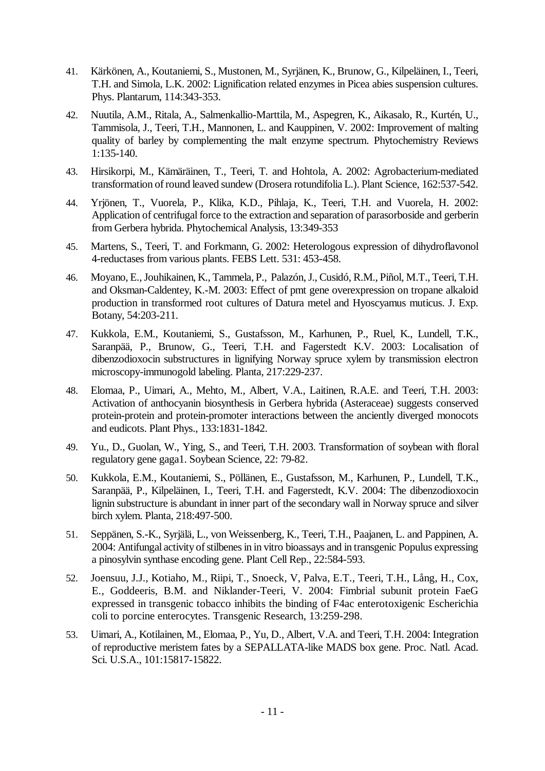41. Kärkönen, A., Koutaniemi, S., Mustonen, M., Syrjänen, K., Brunow, G., Kilpeläinen, I., Teeri, T.H. and Simola, L.K. 2002: Lignification related enzymes in Picea abies suspension cultures. Phys. Plantarum, 114:343-353.

42. Nuutila, A.M., Ritala, A., Salmenkallio-Marttila, M., Aspegren, K., Aikasalo, R., Kurtén, U., Tammisola, J., Teeri, T.H., Mannonen, L. and Kauppinen, V. 2002: Improvement of malting quality of barley by complementing the malt enzyme spectrum. Phytochemistry Reviews 1:135-140.

43. Hirsikorpi, M., Kämäräinen, T., Teeri, T. and Hohtola, A. 2002: Agrobacterium-mediated transformation of round leaved sundew (Drosera rotundifolia L.). Plant Science, 162:537-542.

44. Yrjönen, T., Vuorela, P., Klika, K.D., Pihlaja, K., Teeri, T.H. and Vuorela, H. 2002: Application of centrifugal force to the extraction and separation of parasorboside and gerberin from Gerbera hybrida. Phytochemical Analysis, 13:349-353

45. Martens, S., Teeri, T. and Forkmann, G. 2002: Heterologous expression of dihydroflavonol 4-reductases from various plants. FEBS Lett. 531: 453-458.

46. Moyano, E., Jouhikainen, K., Tammela, P., Palazón, J., Cusidó, R.M., Piñol, M.T., Teeri, T.H. and Oksman-Caldentey, K.-M. 2003: Effect of pmt gene overexpression on tropane alkaloid production in transformed root cultures of Datura metel and Hyoscyamus muticus. J. Exp. Botany, 54:203-211.

47. Kukkola, E.M., Koutaniemi, S., Gustafsson, M., Karhunen, P., Ruel, K., Lundell, T.K., Saranpää, P., Brunow, G., Teeri, T.H. and Fagerstedt K.V. 2003: Localisation of dibenzodioxocin substructures in lignifying Norway spruce xylem by transmission electron microscopy-immunogold labeling. Planta, 217:229-237.

48. Elomaa, P., Uimari, A., Mehto, M., Albert, V.A., Laitinen, R.A.E. and Teeri, T.H. 2003: Activation of anthocyanin biosynthesis in Gerbera hybrida (Asteraceae) suggests conserved protein-protein and protein-promoter interactions between the anciently diverged monocots and eudicots. Plant Phys., 133:1831-1842.

49. Yu., D., Guolan, W., Ying, S., and Teeri, T.H. 2003. Transformation of soybean with floral regulatory gene gaga1. Soybean Science, 22: 79-82.

50. Kukkola, E.M., Koutaniemi, S., Pöllänen, E., Gustafsson, M., Karhunen, P., Lundell, T.K., Saranpää, P., Kilpeläinen, I., Teeri, T.H. and Fagerstedt, K.V. 2004: The dibenzodioxocin lignin substructure is abundant in inner part of the secondary wall in Norway spruce and silver birch xylem. Planta, 218:497-500.

51. Seppänen, S.-K., Syrjälä, L., von Weissenberg, K., Teeri, T.H., Paajanen, L. and Pappinen, A. 2004: Antifungal activity of stilbenes in in vitro bioassays and in transgenic Populus expressing a pinosylvin synthase encoding gene. Plant Cell Rep., 22:584-593.

52. Joensuu, J.J., Kotiaho, M., Riipi, T., Snoeck, V, Palva, E.T., Teeri, T.H., Lång, H., Cox, E., Goddeeris, B.M. and Niklander-Teeri, V. 2004: Fimbrial subunit protein FaeG expressed in transgenic tobacco inhibits the binding of F4ac enterotoxigenic Escherichia coli to porcine enterocytes. Transgenic Research, 13:259-298.

53. Uimari, A., Kotilainen, M., Elomaa, P., Yu, D., Albert, V.A. and Teeri, T.H. 2004: Integration of reproductive meristem fates by a SEPALLATA-like MADS box gene. Proc. Natl. Acad. Sci. U.S.A., 101:15817-15822.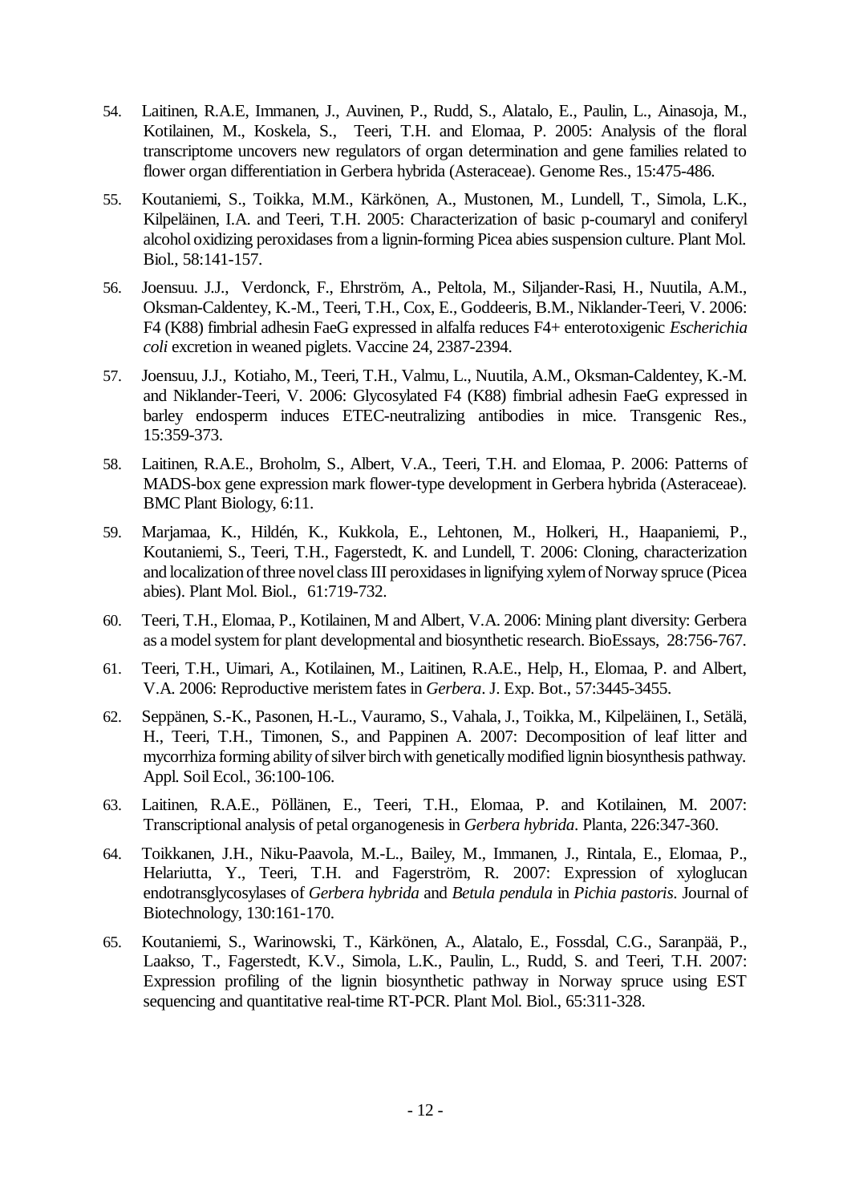54. Laitinen, R.A.E, Immanen, J., Auvinen, P., Rudd, S., Alatalo, E., Paulin, L., Ainasoja, M., Kotilainen, M., Koskela, S., Teeri, T.H. and Elomaa, P. 2005: Analysis of the floral transcriptome uncovers new regulators of organ determination and gene families related to flower organ differentiation in Gerbera hybrida (Asteraceae). Genome Res., 15:475-486.

55. Koutaniemi, S., Toikka, M.M., Kärkönen, A., Mustonen, M., Lundell, T., Simola, L.K., Kilpeläinen, I.A. and Teeri, T.H. 2005: Characterization of basic p-coumaryl and coniferyl alcohol oxidizing peroxidases from a lignin-forming Picea abies suspension culture. Plant Mol. Biol., 58:141-157.

56. Joensuu. J.J., Verdonck, F., Ehrström, A., Peltola, M., Siljander-Rasi, H., Nuutila, A.M., Oksman-Caldentey, K.-M., Teeri, T.H., Cox, E., Goddeeris, B.M., Niklander-Teeri, V. 2006: F4 (K88) fimbrial adhesin FaeG expressed in alfalfa reduces F4+ enterotoxigenic *Escherichia coli* excretion in weaned piglets. Vaccine 24, 2387-2394.

57. Joensuu, J.J., Kotiaho, M., Teeri, T.H., Valmu, L., Nuutila, A.M., Oksman-Caldentey, K.-M. and Niklander-Teeri, V. 2006: Glycosylated F4 (K88) fimbrial adhesin FaeG expressed in barley endosperm induces ETEC-neutralizing antibodies in mice. Transgenic Res., 15:359-373.

58. Laitinen, R.A.E., Broholm, S., Albert, V.A., Teeri, T.H. and Elomaa, P. 2006: Patterns of MADS-box gene expression mark flower-type development in Gerbera hybrida (Asteraceae). BMC Plant Biology, 6:11.

59. Marjamaa, K., Hildén, K., Kukkola, E., Lehtonen, M., Holkeri, H., Haapaniemi, P., Koutaniemi, S., Teeri, T.H., Fagerstedt, K. and Lundell, T. 2006: Cloning, characterization and localization of three novel class III peroxidases in lignifying xylem of Norway spruce (Picea abies). Plant Mol. Biol., 61:719-732.

60. Teeri, T.H., Elomaa, P., Kotilainen, M and Albert, V.A. 2006: Mining plant diversity: Gerbera as a model system for plant developmental and biosynthetic research. BioEssays, 28:756-767.

61. Teeri, T.H., Uimari, A., Kotilainen, M., Laitinen, R.A.E., Help, H., Elomaa, P. and Albert, V.A. 2006: Reproductive meristem fates in *Gerbera*. J. Exp. Bot., 57:3445-3455.

62. Seppänen, S.-K., Pasonen, H.-L., Vauramo, S., Vahala, J., Toikka, M., Kilpeläinen, I., Setälä, H., Teeri, T.H., Timonen, S., and Pappinen A. 2007: Decomposition of leaf litter and mycorrhiza forming ability of silver birch with genetically modified lignin biosynthesis pathway. Appl. Soil Ecol., 36:100-106.

63. Laitinen, R.A.E., Pöllänen, E., Teeri, T.H., Elomaa, P. and Kotilainen, M. 2007: Transcriptional analysis of petal organogenesis in *Gerbera hybrida*. Planta, 226:347-360.

64. Toikkanen, J.H., Niku-Paavola, M.-L., Bailey, M., Immanen, J., Rintala, E., Elomaa, P., Helariutta, Y., Teeri, T.H. and Fagerström, R. 2007: Expression of xyloglucan endotransglycosylases of *Gerbera hybrida* and *Betula pendula* in *Pichia pastoris*. Journal of Biotechnology, 130:161-170.

65. Koutaniemi, S., Warinowski, T., Kärkönen, A., Alatalo, E., Fossdal, C.G., Saranpää, P., Laakso, T., Fagerstedt, K.V., Simola, L.K., Paulin, L., Rudd, S. and Teeri, T.H. 2007: Expression profiling of the lignin biosynthetic pathway in Norway spruce using EST sequencing and quantitative real-time RT-PCR. Plant Mol. Biol., 65:311-328.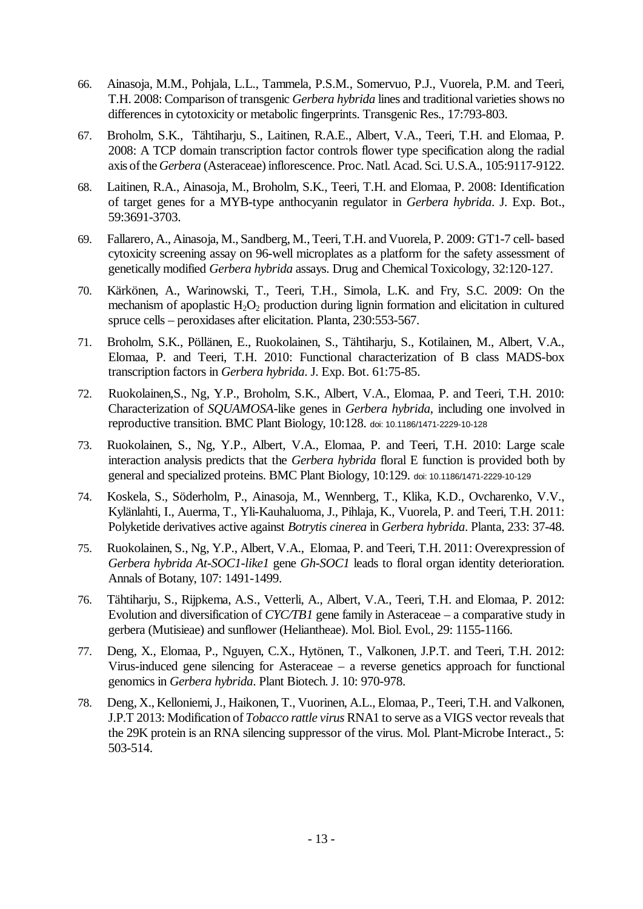66. Ainasoja, M.M., Pohjala, L.L., Tammela, P.S.M., Somervuo, P.J., Vuorela, P.M. and Teeri, T.H. 2008: Comparison of transgenic *Gerbera hybrida* lines and traditional varieties shows no differences in cytotoxicity or metabolic fingerprints. Transgenic Res., 17:793-803.

67. Broholm, S.K., Tähtiharju, S., Laitinen, R.A.E., Albert, V.A., Teeri, T.H. and Elomaa, P. 2008: A TCP domain transcription factor controls flower type specification along the radial axis of the *Gerbera* (Asteraceae) inflorescence. Proc. Natl. Acad. Sci. U.S.A., 105:9117-9122.

68. Laitinen, R.A., Ainasoja, M., Broholm, S.K., Teeri, T.H. and Elomaa, P. 2008: Identification of target genes for a MYB-type anthocyanin regulator in *Gerbera hybrida*. J. Exp. Bot., 59:3691-3703.

69. Fallarero, A., Ainasoja, M., Sandberg, M., Teeri, T.H. and Vuorela, P. 2009: GT1-7 cell- based cytoxicity screening assay on 96-well microplates as a platform for the safety assessment of genetically modified *Gerbera hybrida* assays. Drug and Chemical Toxicology, 32:120-127.

70. Kärkönen, A., Warinowski, T., Teeri, T.H., Simola, L.K. and Fry, S.C. 2009: On the mechanism of apoplastic $H_2O_2$ production during lignin formation and elicitation in cultured spruce cells – peroxidases after elicitation. Planta, 230:553-567.

71. Broholm, S.K., Pöllänen, E., Ruokolainen, S., Tähtiharju, S., Kotilainen, M., Albert, V.A., Elomaa, P. and Teeri, T.H. 2010: Functional characterization of B class MADS-box transcription factors in *Gerbera hybrida*. J. Exp. Bot. 61:75-85.

72. Ruokolainen,S., Ng, Y.P., Broholm, S.K., Albert, V.A., Elomaa, P. and Teeri, T.H. 2010: Characterization of *SQUAMOSA*-like genes in *Gerbera hybrida*, including one involved in reproductive transition. BMC Plant Biology, 10:128. doi: 10.1186/1471-2229-10-128

73. Ruokolainen, S., Ng, Y.P., Albert, V.A., Elomaa, P. and Teeri, T.H. 2010: Large scale interaction analysis predicts that the *Gerbera hybrida* floral E function is provided both by general and specialized proteins. BMC Plant Biology, 10:129. doi: 10.1186/1471-2229-10-129

74. Koskela, S., Söderholm, P., Ainasoja, M., Wennberg, T., Klika, K.D., Ovcharenko, V.V., Kylänlahti, I., Auerma, T., Yli-Kauhaluoma, J., Pihlaja, K., Vuorela, P. and Teeri, T.H. 2011: Polyketide derivatives active against *Botrytis cinerea* in *Gerbera hybrida*. Planta, 233: 37-48.

75. Ruokolainen, S., Ng, Y.P., Albert, V.A., Elomaa, P. and Teeri, T.H. 2011: Overexpression of *Gerbera hybrida At-SOC1-like1* gene *Gh-SOC1* leads to floral organ identity deterioration. Annals of Botany, 107: 1491-1499.

76. Tähtiharju, S., Rijpkema, A.S., Vetterli, A., Albert, V.A., Teeri, T.H. and Elomaa, P. 2012: Evolution and diversification of *CYC/TB1* gene family in Asteraceae – a comparative study in gerbera (Mutisieae) and sunflower (Heliantheae). Mol. Biol. Evol., 29: 1155-1166.

77. Deng, X., Elomaa, P., Nguyen, C.X., Hytönen, T., Valkonen, J.P.T. and Teeri, T.H. 2012: Virus-induced gene silencing for Asteraceae – a reverse genetics approach for functional genomics in *Gerbera hybrida*. Plant Biotech. J. 10: 970-978.

78. Deng, X., Kelloniemi, J., Haikonen, T., Vuorinen, A.L., Elomaa, P., Teeri, T.H. and Valkonen, J.P.T 2013: Modification of *Tobacco rattle virus* RNA1 to serve as a VIGS vector reveals that the 29K protein is an RNA silencing suppressor of the virus. Mol. Plant-Microbe Interact., 5: 503-514.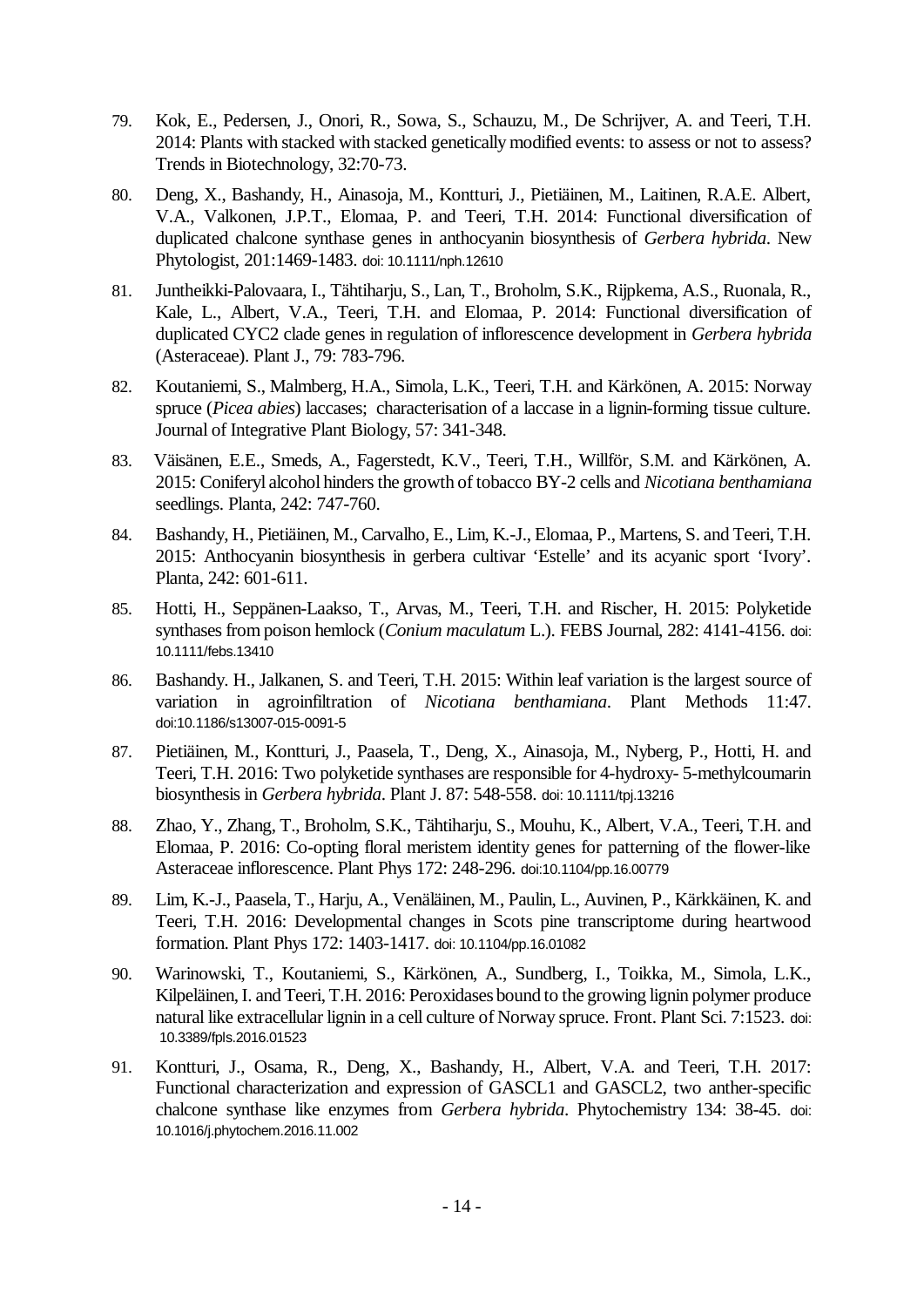79. Kok, E., Pedersen, J., Onori, R., Sowa, S., Schauzu, M., De Schrijver, A. and Teeri, T.H. 2014: Plants with stacked with stacked genetically modified events: to assess or not to assess? Trends in Biotechnology, 32:70-73.

80. Deng, X., Bashandy, H., Ainasoja, M., Kontturi, J., Pietiäinen, M., Laitinen, R.A.E. Albert, V.A., Valkonen, J.P.T., Elomaa, P. and Teeri, T.H. 2014: Functional diversification of duplicated chalcone synthase genes in anthocyanin biosynthesis of *Gerbera hybrida*. New Phytologist, 201:1469-1483. doi: 10.1111/nph.12610

81. Juntheikki-Palovaara, I., Tähtiharju, S., Lan, T., Broholm, S.K., Rijpkema, A.S., Ruonala, R., Kale, L., Albert, V.A., Teeri, T.H. and Elomaa, P. 2014: Functional diversification of duplicated CYC2 clade genes in regulation of inflorescence development in *Gerbera hybrida* (Asteraceae). Plant J., 79: 783-796.

82. Koutaniemi, S., Malmberg, H.A., Simola, L.K., Teeri, T.H. and Kärkönen, A. 2015: Norway spruce (*Picea abies*) laccases; characterisation of a laccase in a lignin-forming tissue culture. Journal of Integrative Plant Biology, 57: 341-348.

83. Väisänen, E.E., Smeds, A., Fagerstedt, K.V., Teeri, T.H., Willför, S.M. and Kärkönen, A. 2015: Coniferyl alcohol hinders the growth of tobacco BY-2 cells and *Nicotiana benthamiana* seedlings. Planta, 242: 747-760.

84. Bashandy, H., Pietiäinen, M., Carvalho, E., Lim, K.-J., Elomaa, P., Martens, S. and Teeri, T.H. 2015: Anthocyanin biosynthesis in gerbera cultivar 'Estelle' and its acyanic sport 'Ivory'. Planta, 242: 601-611.

85. Hotti, H., Seppänen-Laakso, T., Arvas, M., Teeri, T.H. and Rischer, H. 2015: Polyketide synthases from poison hemlock (*Conium maculatum* L.). FEBS Journal, 282: 4141-4156. doi: 10.1111/febs.13410

86. Bashandy. H., Jalkanen, S. and Teeri, T.H. 2015: Within leaf variation is the largest source of variation in agroinfiltration of *Nicotiana benthamiana*. Plant Methods 11:47. doi:10.1186/s13007-015-0091-5

87. Pietiäinen, M., Kontturi, J., Paasela, T., Deng, X., Ainasoja, M., Nyberg, P., Hotti, H. and Teeri, T.H. 2016: Two polyketide synthases are responsible for 4-hydroxy- 5-methylcoumarin biosynthesis in *Gerbera hybrida*. Plant J. 87: 548-558. doi: 10.1111/tpj.13216

88. Zhao, Y., Zhang, T., Broholm, S.K., Tähtiharju, S., Mouhu, K., Albert, V.A., Teeri, T.H. and Elomaa, P. 2016: Co-opting floral meristem identity genes for patterning of the flower-like Asteraceae inflorescence. Plant Phys 172: 248-296. doi:10.1104/pp.16.00779

89. Lim, K.-J., Paasela, T., Harju, A., Venäläinen, M., Paulin, L., Auvinen, P., Kärkkäinen, K. and Teeri, T.H. 2016: Developmental changes in Scots pine transcriptome during heartwood formation. Plant Phys 172: 1403-1417. doi: 10.1104/pp.16.01082

90. Warinowski, T., Koutaniemi, S., Kärkönen, A., Sundberg, I., Toikka, M., Simola, L.K., Kilpeläinen, I. and Teeri, T.H. 2016: Peroxidases bound to the growing lignin polymer produce natural like extracellular lignin in a cell culture of Norway spruce. Front. Plant Sci. 7:1523. doi: 10.3389/fpls.2016.01523

91. Kontturi, J., Osama, R., Deng, X., Bashandy, H., Albert, V.A. and Teeri, T.H. 2017: Functional characterization and expression of GASCL1 and GASCL2, two anther-specific chalcone synthase like enzymes from *Gerbera hybrida*. Phytochemistry 134: 38-45. doi: 10.1016/j.phytochem.2016.11.002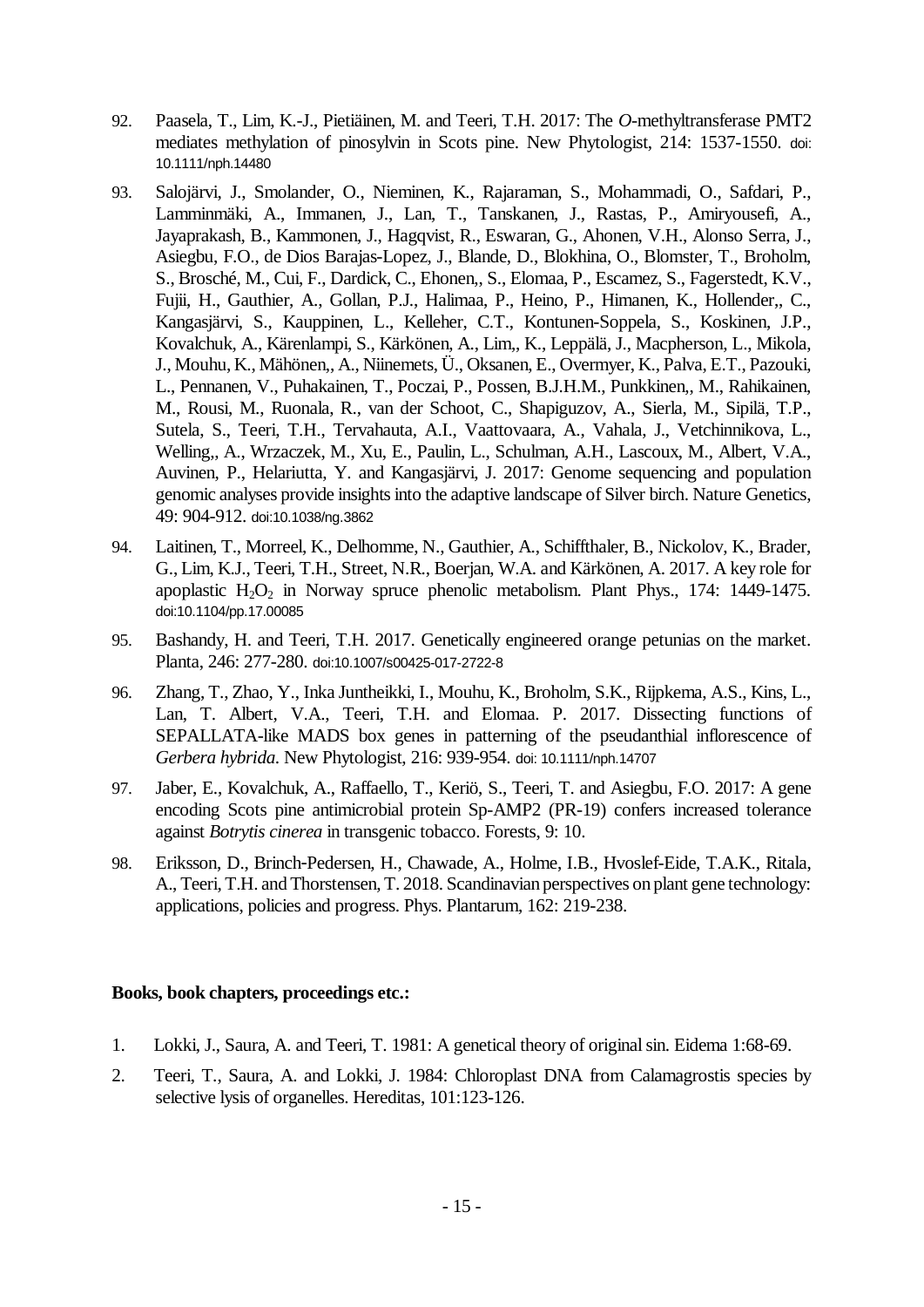92. Paasela, T., Lim, K.-J., Pietiäinen, M. and Teeri, T.H. 2017: The *O*-methyltransferase PMT2 mediates methylation of pinosylvin in Scots pine. New Phytologist, 214: 1537-1550. doi: 10.1111/nph.14480

93. Salojärvi, J., Smolander, O., Nieminen, K., Rajaraman, S., Mohammadi, O., Safdari, P., Lamminmäki, A., Immanen, J., Lan, T., Tanskanen, J., Rastas, P., Amiryousefi, A., Jayaprakash, B., Kammonen, J., Hagqvist, R., Eswaran, G., Ahonen, V.H., Alonso Serra, J., Asiegbu, F.O., de Dios Barajas-Lopez, J., Blande, D., Blokhina, O., Blomster, T., Broholm, S., Brosché, M., Cui, F., Dardick, C., Ehonen,, S., Elomaa, P., Escamez, S., Fagerstedt, K.V., Fujii, H., Gauthier, A., Gollan, P.J., Halimaa, P., Heino, P., Himanen, K., Hollender,, C., Kangasjärvi, S., Kauppinen, L., Kelleher, C.T., Kontunen-Soppela, S., Koskinen, J.P., Kovalchuk, A., Kärenlampi, S., Kärkönen, A., Lim,, K., Leppälä, J., Macpherson, L., Mikola, J., Mouhu, K., Mähönen,, A., Niinemets, Ü., Oksanen, E., Overmyer, K., Palva, E.T., Pazouki, L., Pennanen, V., Puhakainen, T., Poczai, P., Possen, B.J.H.M., Punkkinen,, M., Rahikainen, M., Rousi, M., Ruonala, R., van der Schoot, C., Shapiguzov, A., Sierla, M., Sipilä, T.P., Sutela, S., Teeri, T.H., Tervahauta, A.I., Vaattovaara, A., Vahala, J., Vetchinnikova, L., Welling,, A., Wrzaczek, M., Xu, E., Paulin, L., Schulman, A.H., Lascoux, M., Albert, V.A., Auvinen, P., Helariutta, Y. and Kangasjärvi, J. 2017: Genome sequencing and population genomic analyses provide insights into the adaptive landscape of Silver birch. Nature Genetics, 49: 904-912. doi:10.1038/ng.3862

94. Laitinen, T., Morreel, K., Delhomme, N., Gauthier, A., Schiffthaler, B., Nickolov, K., Brader, G., Lim, K.J., Teeri, T.H., Street, N.R., Boerjan, W.A. and Kärkönen, A. 2017. A key role for apoplastic $H_2O_2$ in Norway spruce phenolic metabolism. Plant Phys., 174: 1449-1475. doi:10.1104/pp.17.00085

95. Bashandy, H. and Teeri, T.H. 2017. Genetically engineered orange petunias on the market. Planta, 246: 277-280. doi:10.1007/s00425-017-2722-8

96. Zhang, T., Zhao, Y., Inka Juntheikki, I., Mouhu, K., Broholm, S.K., Rijpkema, A.S., Kins, L., Lan, T. Albert, V.A., Teeri, T.H. and Elomaa. P. 2017. Dissecting functions of SEPALLATA-like MADS box genes in patterning of the pseudanthial inflorescence of *Gerbera hybrida*. New Phytologist, 216: 939-954. doi: 10.1111/nph.14707

97. Jaber, E., Kovalchuk, A., Raffaello, T., Keriö, S., Teeri, T. and Asiegbu, F.O. 2017: A gene encoding Scots pine antimicrobial protein Sp-AMP2 (PR-19) confers increased tolerance against *Botrytis cinerea* in transgenic tobacco. Forests, 9: 10.

98. Eriksson, D., Brinch-Pedersen, H., Chawade, A., Holme, I.B., Hvoslef-Eide, T.A.K., Ritala, A., Teeri, T.H. and Thorstensen, T. 2018. Scandinavian perspectives on plant gene technology: applications, policies and progress. Phys. Plantarum, 162: 219-238.

**Books, book chapters, proceedings etc.:**

1. Lokki, J., Saura, A. and Teeri, T. 1981: A genetical theory of original sin. Eidema 1:68-69.

2. Teeri, T., Saura, A. and Lokki, J. 1984: Chloroplast DNA from Calamagrostis species by selective lysis of organelles. Hereditas, 101:123-126.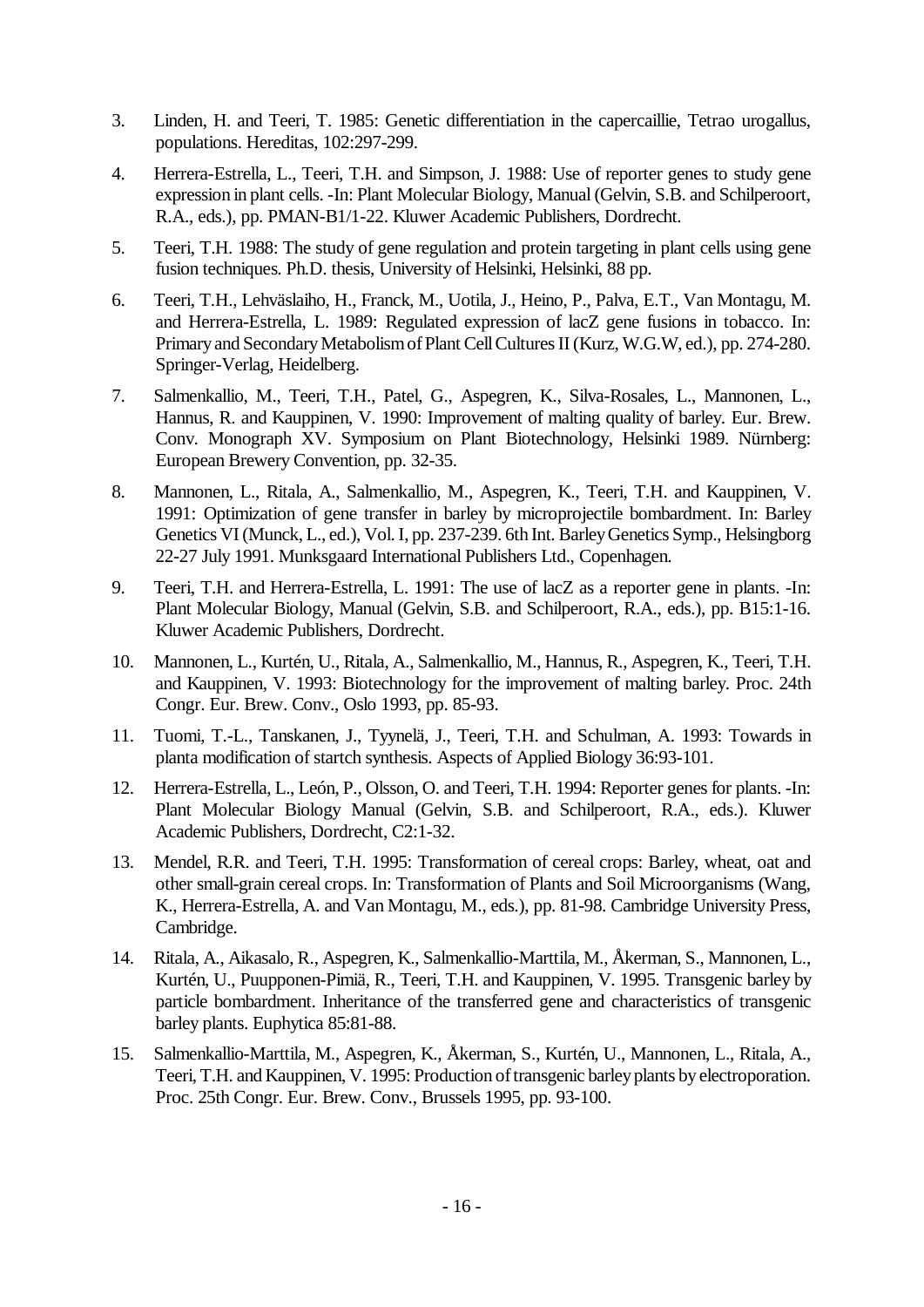3. Linden, H. and Teeri, T. 1985: Genetic differentiation in the capercaillie, Tetrao urogallus, populations. Hereditas, 102:297-299.

4. Herrera-Estrella, L., Teeri, T.H. and Simpson, J. 1988: Use of reporter genes to study gene expression in plant cells. -In: Plant Molecular Biology, Manual (Gelvin, S.B. and Schilperoort, R.A., eds.), pp. PMAN-B1/1-22. Kluwer Academic Publishers, Dordrecht.

5. Teeri, T.H. 1988: The study of gene regulation and protein targeting in plant cells using gene fusion techniques. Ph.D. thesis, University of Helsinki, Helsinki, 88 pp.

6. Teeri, T.H., Lehväslaiho, H., Franck, M., Uotila, J., Heino, P., Palva, E.T., Van Montagu, M. and Herrera-Estrella, L. 1989: Regulated expression of lacZ gene fusions in tobacco. In: Primary and Secondary Metabolism of Plant Cell Cultures II (Kurz, W.G.W, ed.), pp. 274-280. Springer-Verlag, Heidelberg.

7. Salmenkallio, M., Teeri, T.H., Patel, G., Aspegren, K., Silva-Rosales, L., Mannonen, L., Hannus, R. and Kauppinen, V. 1990: Improvement of malting quality of barley. Eur. Brew. Conv. Monograph XV. Symposium on Plant Biotechnology, Helsinki 1989. Nürnberg: European Brewery Convention, pp. 32-35.

8. Mannonen, L., Ritala, A., Salmenkallio, M., Aspegren, K., Teeri, T.H. and Kauppinen, V. 1991: Optimization of gene transfer in barley by microprojectile bombardment. In: Barley Genetics VI (Munck, L., ed.), Vol. I, pp. 237-239. 6th Int. Barley Genetics Symp., Helsingborg 22-27 July 1991. Munksgaard International Publishers Ltd., Copenhagen.

9. Teeri, T.H. and Herrera-Estrella, L. 1991: The use of lacZ as a reporter gene in plants. -In: Plant Molecular Biology, Manual (Gelvin, S.B. and Schilperoort, R.A., eds.), pp. B15:1-16. Kluwer Academic Publishers, Dordrecht.

10. Mannonen, L., Kurtén, U., Ritala, A., Salmenkallio, M., Hannus, R., Aspegren, K., Teeri, T.H. and Kauppinen, V. 1993: Biotechnology for the improvement of malting barley. Proc. 24th Congr. Eur. Brew. Conv., Oslo 1993, pp. 85-93.

11. Tuomi, T.-L., Tanskanen, J., Tyynelä, J., Teeri, T.H. and Schulman, A. 1993: Towards in planta modification of startch synthesis. Aspects of Applied Biology 36:93-101.

12. Herrera-Estrella, L., León, P., Olsson, O. and Teeri, T.H. 1994: Reporter genes for plants. -In: Plant Molecular Biology Manual (Gelvin, S.B. and Schilperoort, R.A., eds.). Kluwer Academic Publishers, Dordrecht, C2:1-32.

13. Mendel, R.R. and Teeri, T.H. 1995: Transformation of cereal crops: Barley, wheat, oat and other small-grain cereal crops. In: Transformation of Plants and Soil Microorganisms (Wang, K., Herrera-Estrella, A. and Van Montagu, M., eds.), pp. 81-98. Cambridge University Press, Cambridge.

14. Ritala, A., Aikasalo, R., Aspegren, K., Salmenkallio-Marttila, M., Åkerman, S., Mannonen, L., Kurtén, U., Puupponen-Pimiä, R., Teeri, T.H. and Kauppinen, V. 1995. Transgenic barley by particle bombardment. Inheritance of the transferred gene and characteristics of transgenic barley plants. Euphytica 85:81-88.

15. Salmenkallio-Marttila, M., Aspegren, K., Åkerman, S., Kurtén, U., Mannonen, L., Ritala, A., Teeri, T.H. and Kauppinen, V. 1995: Production of transgenic barley plants by electroporation. Proc. 25th Congr. Eur. Brew. Conv., Brussels 1995, pp. 93-100.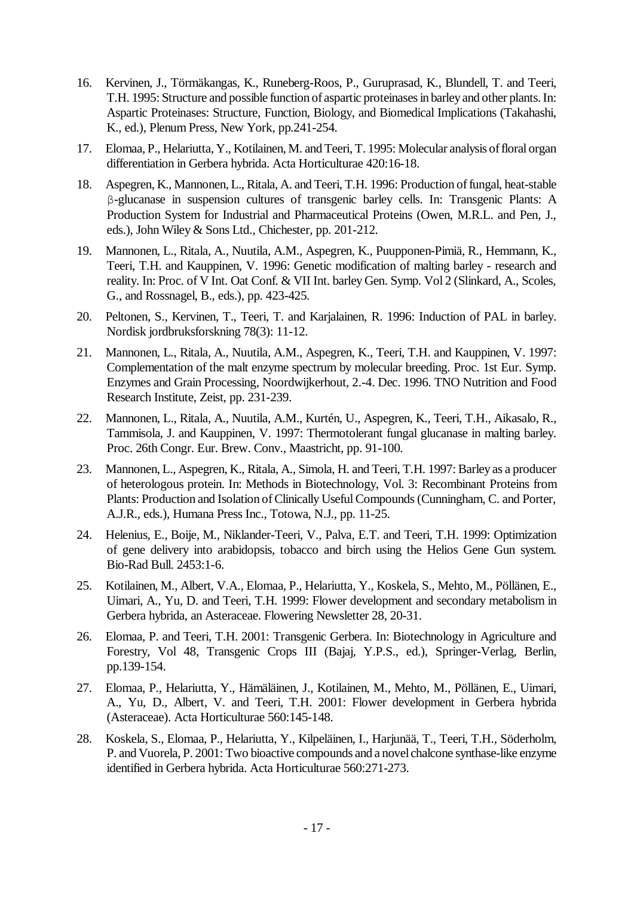16. Kervinen, J., Törmäkangas, K., Runeberg-Roos, P., Guruprasad, K., Blundell, T. and Teeri, T.H. 1995: Structure and possible function of aspartic proteinases in barley and other plants. In: Aspartic Proteinases: Structure, Function, Biology, and Biomedical Implications (Takahashi, K., ed.), Plenum Press, New York, pp.241-254.

17. Elomaa, P., Helariutta, Y., Kotilainen, M. and Teeri, T. 1995: Molecular analysis of floral organ differentiation in Gerbera hybrida. Acta Horticulturae 420:16-18.

18. Aspegren, K., Mannonen, L., Ritala, A. and Teeri, T.H. 1996: Production of fungal, heat-stable β-glucanase in suspension cultures of transgenic barley cells. In: Transgenic Plants: A Production System for Industrial and Pharmaceutical Proteins (Owen, M.R.L. and Pen, J., eds.), John Wiley & Sons Ltd., Chichester, pp. 201-212.

19. Mannonen, L., Ritala, A., Nuutila, A.M., Aspegren, K., Puupponen-Pimiä, R., Hemmann, K., Teeri, T.H. and Kauppinen, V. 1996: Genetic modification of malting barley - research and reality. In: Proc. of V Int. Oat Conf. & VII Int. barley Gen. Symp. Vol 2 (Slinkard, A., Scoles, G., and Rossnagel, B., eds.), pp. 423-425.

20. Peltonen, S., Kervinen, T., Teeri, T. and Karjalainen, R. 1996: Induction of PAL in barley. Nordisk jordbruksforskning 78(3): 11-12.

21. Mannonen, L., Ritala, A., Nuutila, A.M., Aspegren, K., Teeri, T.H. and Kauppinen, V. 1997: Complementation of the malt enzyme spectrum by molecular breeding. Proc. 1st Eur. Symp. Enzymes and Grain Processing, Noordwijkerhout, 2.-4. Dec. 1996. TNO Nutrition and Food Research Institute, Zeist, pp. 231-239.

22. Mannonen, L., Ritala, A., Nuutila, A.M., Kurtén, U., Aspegren, K., Teeri, T.H., Aikasalo, R., Tammisola, J. and Kauppinen, V. 1997: Thermotolerant fungal glucanase in malting barley. Proc. 26th Congr. Eur. Brew. Conv., Maastricht, pp. 91-100.

23. Mannonen, L., Aspegren, K., Ritala, A., Simola, H. and Teeri, T.H. 1997: Barley as a producer of heterologous protein. In: Methods in Biotechnology, Vol. 3: Recombinant Proteins from Plants: Production and Isolation of Clinically Useful Compounds (Cunningham, C. and Porter, A.J.R., eds.), Humana Press Inc., Totowa, N.J., pp. 11-25.

24. Helenius, E., Boije, M., Niklander-Teeri, V., Palva, E.T. and Teeri, T.H. 1999: Optimization of gene delivery into arabidopsis, tobacco and birch using the Helios Gene Gun system. Bio-Rad Bull. 2453:1-6.

25. Kotilainen, M., Albert, V.A., Elomaa, P., Helariutta, Y., Koskela, S., Mehto, M., Pöllänen, E., Uimari, A., Yu, D. and Teeri, T.H. 1999: Flower development and secondary metabolism in Gerbera hybrida, an Asteraceae. Flowering Newsletter 28, 20-31.

26. Elomaa, P. and Teeri, T.H. 2001: Transgenic Gerbera. In: Biotechnology in Agriculture and Forestry, Vol 48, Transgenic Crops III (Bajaj, Y.P.S., ed.), Springer-Verlag, Berlin, pp.139-154.

27. Elomaa, P., Helariutta, Y., Hämäläinen, J., Kotilainen, M., Mehto, M., Pöllänen, E., Uimari, A., Yu, D., Albert, V. and Teeri, T.H. 2001: Flower development in Gerbera hybrida (Asteraceae). Acta Horticulturae 560:145-148.

28. Koskela, S., Elomaa, P., Helariutta, Y., Kilpeläinen, I., Harjunää, T., Teeri, T.H., Söderholm, P. and Vuorela, P. 2001: Two bioactive compounds and a novel chalcone synthase-like enzyme identified in Gerbera hybrida. Acta Horticulturae 560:271-273.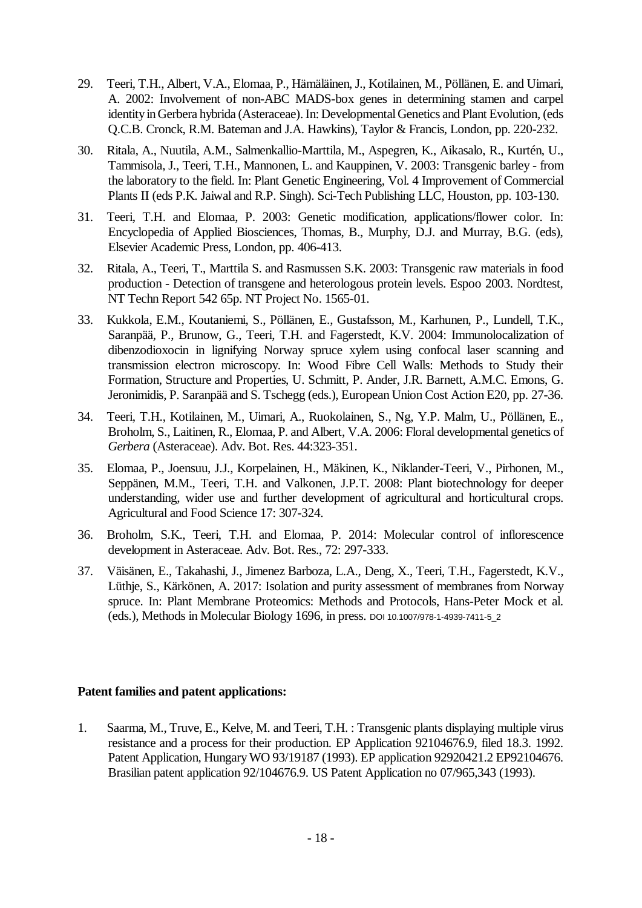29. Teeri, T.H., Albert, V.A., Elomaa, P., Hämäläinen, J., Kotilainen, M., Pöllänen, E. and Uimari, A. 2002: Involvement of non-ABC MADS-box genes in determining stamen and carpel identity in Gerbera hybrida (Asteraceae). In: Developmental Genetics and Plant Evolution, (eds Q.C.B. Cronck, R.M. Bateman and J.A. Hawkins), Taylor & Francis, London, pp. 220-232.

30. Ritala, A., Nuutila, A.M., Salmenkallio-Marttila, M., Aspegren, K., Aikasalo, R., Kurtén, U., Tammisola, J., Teeri, T.H., Mannonen, L. and Kauppinen, V. 2003: Transgenic barley - from the laboratory to the field. In: Plant Genetic Engineering, Vol. 4 Improvement of Commercial Plants II (eds P.K. Jaiwal and R.P. Singh). Sci-Tech Publishing LLC, Houston, pp. 103-130.

31. Teeri, T.H. and Elomaa, P. 2003: Genetic modification, applications/flower color. In: Encyclopedia of Applied Biosciences, Thomas, B., Murphy, D.J. and Murray, B.G. (eds), Elsevier Academic Press, London, pp. 406-413.

32. Ritala, A., Teeri, T., Marttila S. and Rasmussen S.K. 2003: Transgenic raw materials in food production - Detection of transgene and heterologous protein levels. Espoo 2003. Nordtest, NT Techn Report 542 65p. NT Project No. 1565-01.

33. Kukkola, E.M., Koutaniemi, S., Pöllänen, E., Gustafsson, M., Karhunen, P., Lundell, T.K., Saranpää, P., Brunow, G., Teeri, T.H. and Fagerstedt, K.V. 2004: Immunolocalization of dibenzodioxocin in lignifying Norway spruce xylem using confocal laser scanning and transmission electron microscopy. In: Wood Fibre Cell Walls: Methods to Study their Formation, Structure and Properties, U. Schmitt, P. Ander, J.R. Barnett, A.M.C. Emons, G. Jeronimidis, P. Saranpää and S. Tschegg (eds.), European Union Cost Action E20, pp. 27-36.

34. Teeri, T.H., Kotilainen, M., Uimari, A., Ruokolainen, S., Ng, Y.P. Malm, U., Pöllänen, E., Broholm, S., Laitinen, R., Elomaa, P. and Albert, V.A. 2006: Floral developmental genetics of *Gerbera* (Asteraceae). Adv. Bot. Res. 44:323-351.

35. Elomaa, P., Joensuu, J.J., Korpelainen, H., Mäkinen, K., Niklander-Teeri, V., Pirhonen, M., Seppänen, M.M., Teeri, T.H. and Valkonen, J.P.T. 2008: Plant biotechnology for deeper understanding, wider use and further development of agricultural and horticultural crops. Agricultural and Food Science 17: 307-324.

36. Broholm, S.K., Teeri, T.H. and Elomaa, P. 2014: Molecular control of inflorescence development in Asteraceae. Adv. Bot. Res., 72: 297-333.

37. Väisänen, E., Takahashi, J., Jimenez Barboza, L.A., Deng, X., Teeri, T.H., Fagerstedt, K.V., Lüthje, S., Kärkönen, A. 2017: Isolation and purity assessment of membranes from Norway spruce. In: Plant Membrane Proteomics: Methods and Protocols, Hans-Peter Mock et al. (eds.), Methods in Molecular Biology 1696, in press. DOI 10.1007/978-1-4939-7411-5_2

**Patent families and patent applications:**

1. Saarma, M., Truve, E., Kelve, M. and Teeri, T.H. : Transgenic plants displaying multiple virus resistance and a process for their production. EP Application 92104676.9, filed 18.3. 1992. Patent Application, Hungary WO 93/19187 (1993). EP application 92920421.2 EP92104676. Brasilian patent application 92/104676.9. US Patent Application no 07/965,343 (1993).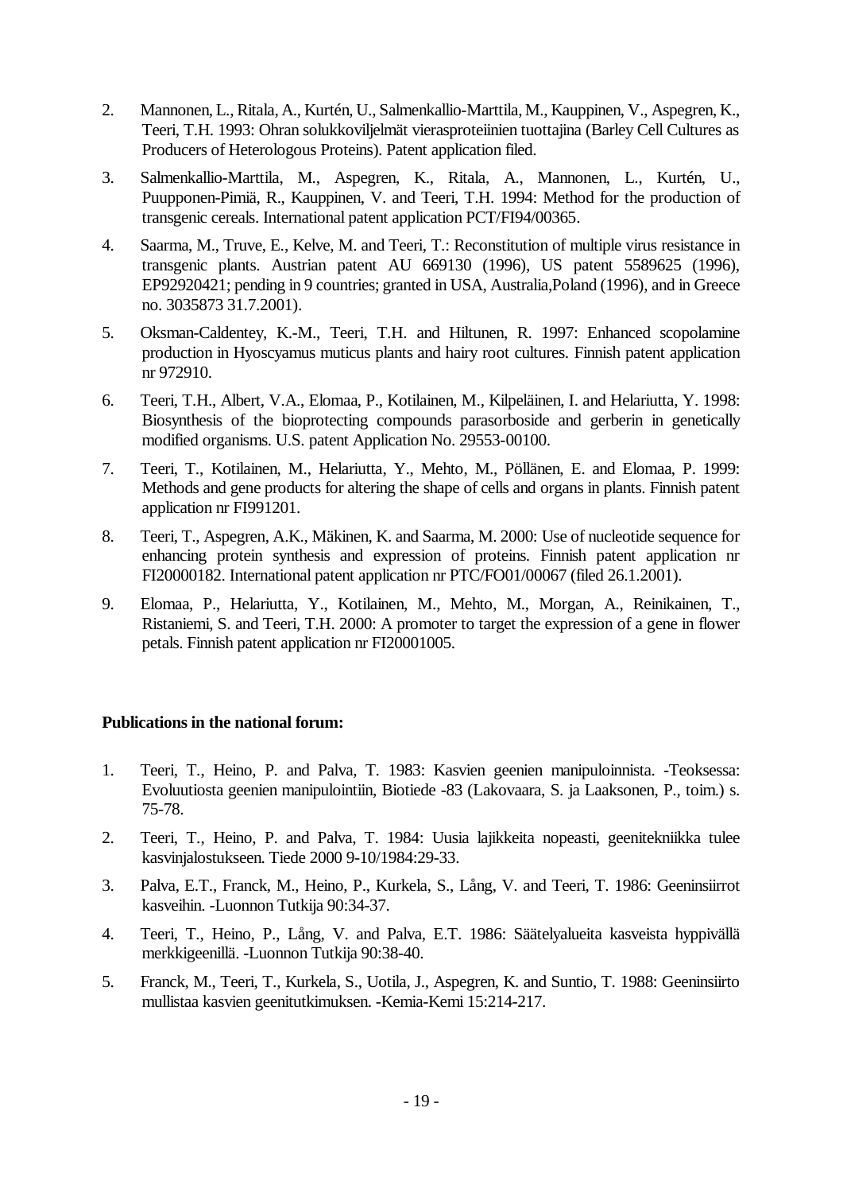2. Mannonen, L., Ritala, A., Kurtén, U., Salmenkallio-Marttila, M., Kauppinen, V., Aspegren, K., Teeri, T.H. 1993: Ohran solukkoviljelmät vierasproteiinien tuottajina (Barley Cell Cultures as Producers of Heterologous Proteins). Patent application filed.

3. Salmenkallio-Marttila, M., Aspegren, K., Ritala, A., Mannonen, L., Kurtén, U., Puupponen-Pimiä, R., Kauppinen, V. and Teeri, T.H. 1994: Method for the production of transgenic cereals. International patent application PCT/FI94/00365.

4. Saarma, M., Truve, E., Kelve, M. and Teeri, T.: Reconstitution of multiple virus resistance in transgenic plants. Austrian patent AU 669130 (1996), US patent 5589625 (1996), EP92920421; pending in 9 countries; granted in USA, Australia,Poland (1996), and in Greece no. 3035873 31.7.2001).

5. Oksman-Caldentey, K.-M., Teeri, T.H. and Hiltunen, R. 1997: Enhanced scopolamine production in Hyoscyamus muticus plants and hairy root cultures. Finnish patent application nr 972910.

6. Teeri, T.H., Albert, V.A., Elomaa, P., Kotilainen, M., Kilpeläinen, I. and Helariutta, Y. 1998: Biosynthesis of the bioprotecting compounds parasorboside and gerberin in genetically modified organisms. U.S. patent Application No. 29553-00100.

7. Teeri, T., Kotilainen, M., Helariutta, Y., Mehto, M., Pöllänen, E. and Elomaa, P. 1999: Methods and gene products for altering the shape of cells and organs in plants. Finnish patent application nr FI991201.

8. Teeri, T., Aspegren, A.K., Mäkinen, K. and Saarma, M. 2000: Use of nucleotide sequence for enhancing protein synthesis and expression of proteins. Finnish patent application nr FI20000182. International patent application nr PTC/FO01/00067 (filed 26.1.2001).

9. Elomaa, P., Helariutta, Y., Kotilainen, M., Mehto, M., Morgan, A., Reinikainen, T., Ristaniemi, S. and Teeri, T.H. 2000: A promoter to target the expression of a gene in flower petals. Finnish patent application nr FI20001005.

**Publications in the national forum:**

1. Teeri, T., Heino, P. and Palva, T. 1983: Kasvien geenien manipuloinnista. -Teoksessa: Evoluutiosta geenien manipulointiin, Biotiede -83 (Lakovaara, S. ja Laaksonen, P., toim.) s. 75-78.

2. Teeri, T., Heino, P. and Palva, T. 1984: Uusia lajikkeita nopeasti, geenitekniikka tulee kasvinjalostukseen. Tiede 2000 9-10/1984:29-33.

3. Palva, E.T., Franck, M., Heino, P., Kurkela, S., Lång, V. and Teeri, T. 1986: Geeninsiirrot kasveihin. -Luonnon Tutkija 90:34-37.

4. Teeri, T., Heino, P., Lång, V. and Palva, E.T. 1986: Säätelyalueita kasveista hyppivällä merkkigeenillä. -Luonnon Tutkija 90:38-40.

5. Franck, M., Teeri, T., Kurkela, S., Uotila, J., Aspegren, K. and Suntio, T. 1988: Geeninsiirto mullistaa kasvien geenitutkimuksen. -Kemia-Kemi 15:214-217.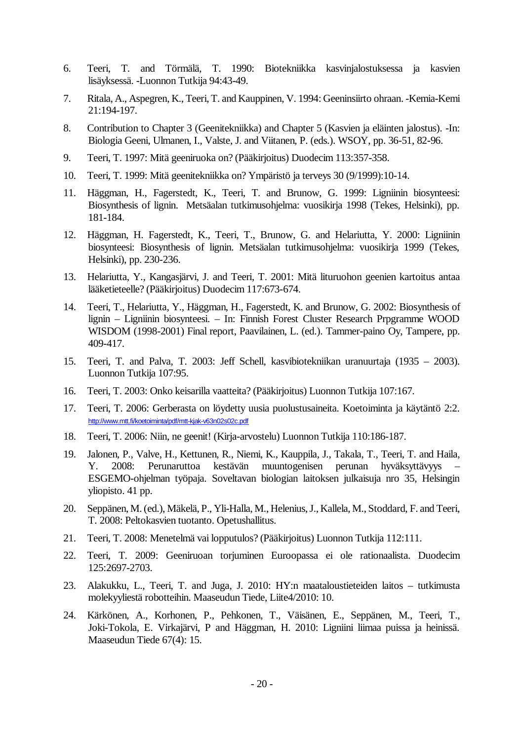6. Teeri, T. and Törmälä, T. 1990: Biotekniikka kasvinjalostuksessa ja kasvien lisäyksessä. -Luonnon Tutkija 94:43-49.

7. Ritala, A., Aspegren, K., Teeri, T. and Kauppinen, V. 1994: Geeninsiirto ohraan. -Kemia-Kemi 21:194-197.

8. Contribution to Chapter 3 (Geenitekniikka) and Chapter 5 (Kasvien ja eläinten jalostus). -In: Biologia Geeni, Ulmanen, I., Valste, J. and Viitanen, P. (eds.). WSOY, pp. 36-51, 82-96.

9. Teeri, T. 1997: Mitä geeniruoka on? (Pääkirjoitus) Duodecim 113:357-358.

10. Teeri, T. 1999: Mitä geenitekniikka on? Ympäristö ja terveys 30 (9/1999):10-14.

11. Häggman, H., Fagerstedt, K., Teeri, T. and Brunow, G. 1999: Ligniinin biosynteesi: Biosynthesis of lignin. Metsäalan tutkimusohjelma: vuosikirja 1998 (Tekes, Helsinki), pp. 181-184.

12. Häggman, H. Fagerstedt, K., Teeri, T., Brunow, G. and Helariutta, Y. 2000: Ligniinin biosynteesi: Biosynthesis of lignin. Metsäalan tutkimusohjelma: vuosikirja 1999 (Tekes, Helsinki), pp. 230-236.

13. Helariutta, Y., Kangasjärvi, J. and Teeri, T. 2001: Mitä lituruohon geenien kartoitus antaa lääketieteelle? (Pääkirjoitus) Duodecim 117:673-674.

14. Teeri, T., Helariutta, Y., Häggman, H., Fagerstedt, K. and Brunow, G. 2002: Biosynthesis of lignin – Ligniinin biosynteesi. – In: Finnish Forest Cluster Research Prpgramme WOOD WISDOM (1998-2001) Final report, Paavilainen, L. (ed.). Tammer-paino Oy, Tampere, pp. 409-417.

15. Teeri, T. and Palva, T. 2003: Jeff Schell, kasvibiotekniikan uranuurtaja (1935 – 2003). Luonnon Tutkija 107:95.

16. Teeri, T. 2003: Onko keisarilla vaatteita? (Pääkirjoitus) Luonnon Tutkija 107:167.

17. Teeri, T. 2006: Gerberasta on löydetty uusia puolustusaineita. Koetoiminta ja käytäntö 2:2. http://www.mtt.fi/koetoiminta/pdf/mtt-kjak-v63n02s02c.pdf

18. Teeri, T. 2006: Niin, ne geenit! (Kirja-arvostelu) Luonnon Tutkija 110:186-187.

19. Jalonen, P., Valve, H., Kettunen, R., Niemi, K., Kauppila, J., Takala, T., Teeri, T. and Haila, Y. 2008: Perunaruttoa kestävän muuntogenisen perunan hyväksyttävyys – ESGEMO-ohjelman työpaja. Soveltavan biologian laitoksen julkaisuja nro 35, Helsingin yliopisto. 41 pp.

20. Seppänen, M. (ed.), Mäkelä, P., Yli-Halla, M., Helenius, J., Kallela, M., Stoddard, F. and Teeri, T. 2008: Peltokasvien tuotanto. Opetushallitus.

21. Teeri, T. 2008: Menetelmä vai lopputulos? (Pääkirjoitus) Luonnon Tutkija 112:111.

22. Teeri, T. 2009: Geeniruoan torjuminen Euroopassa ei ole rationaalista. Duodecim 125:2697-2703.

23. Alakukku, L., Teeri, T. and Juga, J. 2010: HY:n maataloustieteiden laitos – tutkimusta molekyyliestä robotteihin. Maaseudun Tiede, Liite4/2010: 10.

24. Kärkönen, A., Korhonen, P., Pehkonen, T., Väisänen, E., Seppänen, M., Teeri, T., Joki-Tokola, E. Virkajärvi, P and Häggman, H. 2010: Ligniini liimaa puissa ja heinissä. Maaseudun Tiede 67(4): 15.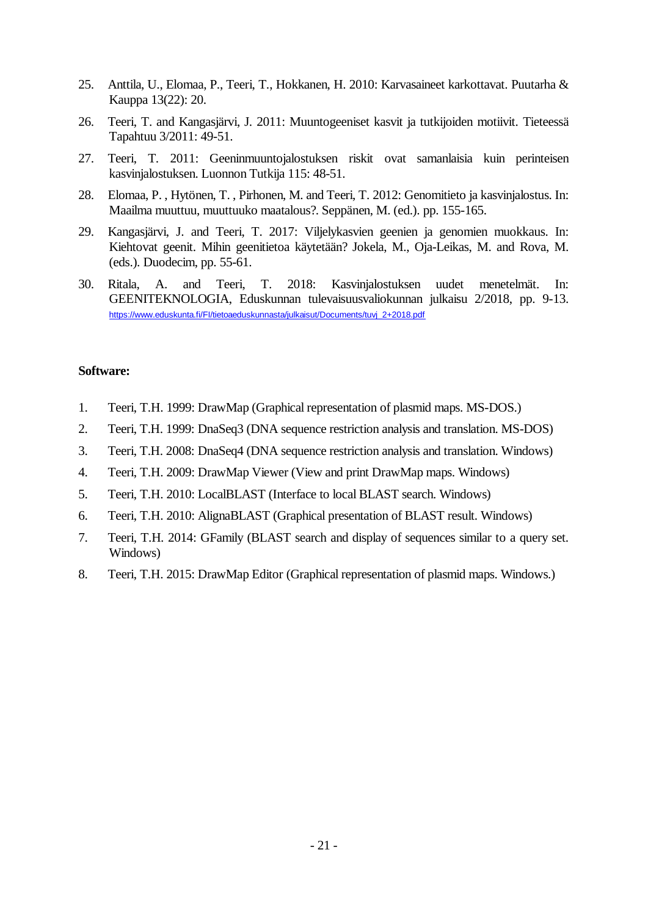25. Anttila, U., Elomaa, P., Teeri, T., Hokkanen, H. 2010: Karvasaineet karkottavat. Puutarha & Kauppa 13(22): 20.
26. Teeri, T. and Kangasjärvi, J. 2011: Muuntogeeniset kasvit ja tutkijoiden motiivit. Tieteessä Tapahtuu 3/2011: 49-51.
27. Teeri, T. 2011: Geeninmuuntojalostuksen riskit ovat samanlaisia kuin perinteisen kasvinjalostuksen. Luonnon Tutkija 115: 48-51.
28. Elomaa, P. , Hytönen, T. , Pirhonen, M. and Teeri, T. 2012: Genomitieto ja kasvinjalostus. In: Maailma muuttuu, muuttuuko maatalous?. Seppänen, M. (ed.). pp. 155-165.
29. Kangasjärvi, J. and Teeri, T. 2017: Viljelykasvien geenien ja genomien muokkaus. In: Kiehtovat geenit. Mihin geenitietoa käytetään? Jokela, M., Oja-Leikas, M. and Rova, M. (eds.). Duodecim, pp. 55-61.
30. Ritala, A. and Teeri, T. 2018: Kasvinjalostuksen uudet menetelmät. In: GEENITEKNOLOGIA, Eduskunnan tulevaisuusvaliokunnan julkaisu 2/2018, pp. 9-13. https://www.eduskunta.fi/FI/tietoaeduskunnasta/julkaisut/Documents/tuvj_2+2018.pdf

**Software:**

1. Teeri, T.H. 1999: DrawMap (Graphical representation of plasmid maps. MS-DOS.)
2. Teeri, T.H. 1999: DnaSeq3 (DNA sequence restriction analysis and translation. MS-DOS)
3. Teeri, T.H. 2008: DnaSeq4 (DNA sequence restriction analysis and translation. Windows)
4. Teeri, T.H. 2009: DrawMap Viewer (View and print DrawMap maps. Windows)
5. Teeri, T.H. 2010: LocalBLAST (Interface to local BLAST search. Windows)
6. Teeri, T.H. 2010: AlignaBLAST (Graphical presentation of BLAST result. Windows)
7. Teeri, T.H. 2014: GFamily (BLAST search and display of sequences similar to a query set. Windows)
8. Teeri, T.H. 2015: DrawMap Editor (Graphical representation of plasmid maps. Windows.)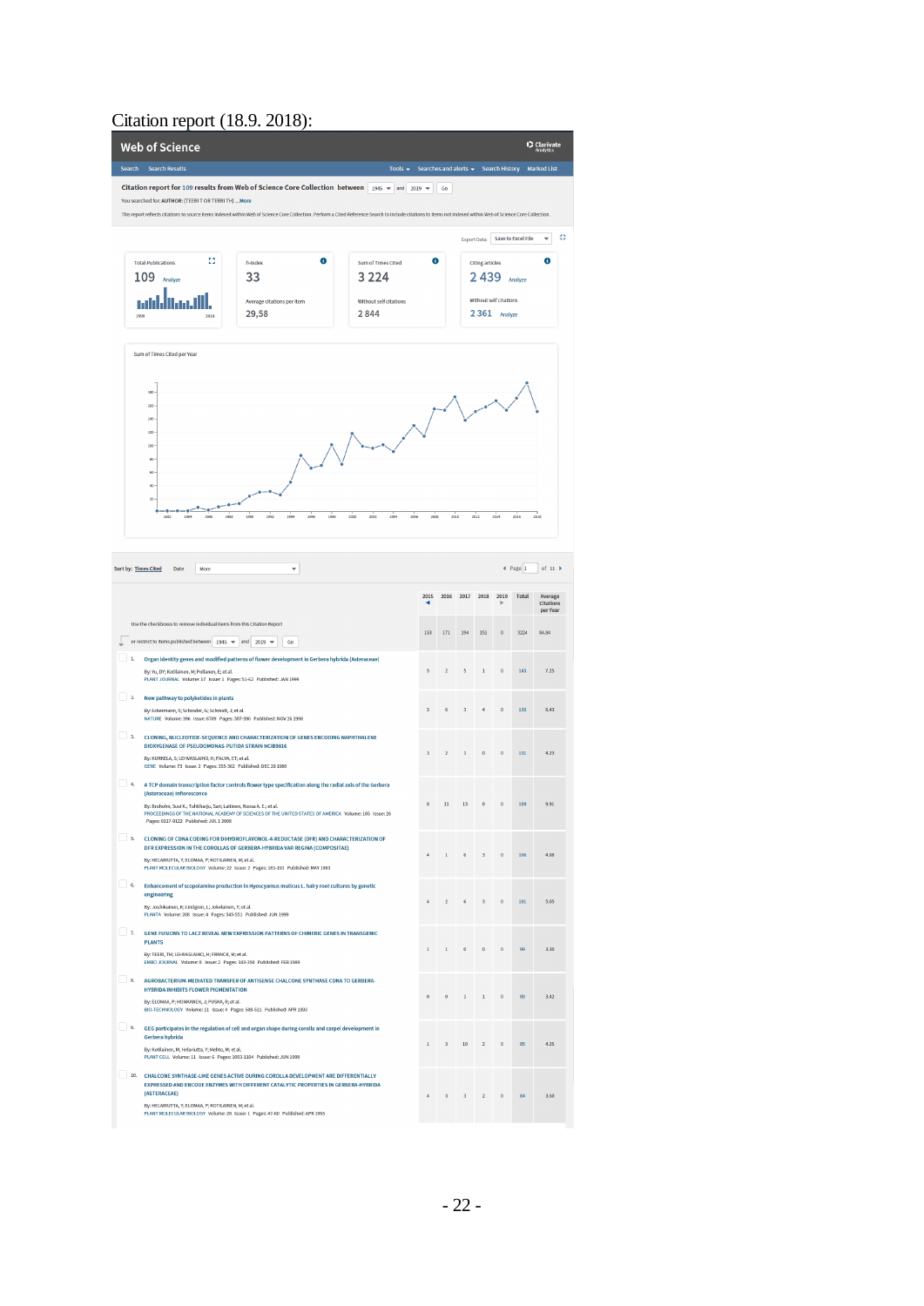Citation report (18.9. 2018):

Web of Science

Clarivate Analytics

Search Search Results Tools Searches and alerts Search History Marked List

**Citation report for 109 results from Web of Science Core Collection between** 1945 and 2019 Go

You searched for: AUTHOR: (TEERI T OR TERRI TH) ...More

This report reflects citations to source items indexed within Web of Science Core Collection. Perform a Cited Reference Search to include citations to items not indexed within Web of Science Core Collection.

Export Data: Save to Excel File

Total Publications
109 Analyze
1990 2018

h-index
33
Average citations per item
29,58

Sum of Times Cited
3 224
Without self citations
2 844

Citing articles
2 439 Analyze
Without self citations
2 361 Analyze

Sum of Times Cited per Year

180
160
140
120
100
80
60
40
20

1982 1984 1986 1988 1990 1992 1994 1996 1998 2000 2002 2004 2006 2008 2010 2012 2014 2016 2018

Sort by: Times Cited Date More

Page 1 of 11

Use the checkboxes to remove individual items from this Citation Report

or restrict to items published between 1945 and 2019 Go

| | 2015 | 2016 | 2017 | 2018 | 2019 | Total | Average Citations per Year |
|---|---|---|---|---|---|---|---|
| | 153 | 171 | 194 | 151 | 0 | 3224 | 84.84 |
| 1. Organ identity genes and modified patterns of flower development in Gerbera hybrida (Asteraceae)<br>By: Yu, DY; Kotilainen, M; Pollanen, E; et al.<br>PLANT JOURNAL Volume: 17 Issue: 1 Pages: 51-62 Published: JAN 1999 | 5 | 2 | 5 | 1 | 0 | 145 | 7.25 |
| 2. New pathway to polyketides in plants<br>By: Eckermann, S; Schroder, G; Schmidt, J; et al.<br>NATURE Volume: 396 Issue: 6709 Pages: 387-390 Published: NOV 26 1998 | 5 | 6 | 3 | 4 | 0 | 135 | 6.43 |
| 3. CLONING, NUCLEOTIDE-SEQUENCE AND CHARACTERIZATION OF GENES ENCODING NAPHTHALENE DIOXYGENASE OF PSEUDOMONAS-PUTIDA STRAIN NCIB9816<br>By: KURKELA, S; LEHVASLAIHO, H; PALVA, ET; et al.<br>GENE Volume: 73 Issue: 2 Pages: 355-362 Published: DEC 20 1988 | 3 | 2 | 1 | 0 | 0 | 131 | 4.23 |
| 4. A TCP domain transcription factor controls flower type specification along the radial axis of the Gerbera (Asteraceae) inflorescence<br>By: Broholm, Suvi K.; Tahtiharju, Sari; Laitinen, Roosa A. E.; et al.<br>PROCEEDINGS OF THE NATIONAL ACADEMY OF SCIENCES OF THE UNITED STATES OF AMERICA Volume: 105 Issue: 26 Pages: 9117-9122 Published: JUL 1 2008 | 8 | 11 | 13 | 8 | 0 | 109 | 9.91 |
| 5. CLONING OF CDNA CODING FOR DIHYDROFLAVONOL-4-REDUCTASE (DFR) AND CHARACTERIZATION OF DFR EXPRESSION IN THE COROLLAS OF GERBERA-HYBRIDA VAR REGINA (COMPOSITAE)<br>By: HELARIUTTA, Y; ELOMAA, P; KOTILAINEN, M; et al.<br>PLANT MOLECULAR BIOLOGY Volume: 22 Issue: 2 Pages: 183-193 Published: MAY 1993 | 4 | 1 | 6 | 3 | 0 | 106 | 4.08 |
| 6. Enhancement of scopolamine production in Hyoscyamus muticus L. hairy root cultures by genetic engineering<br>By: Jouhikainen, K; Lindgren, L; Jokelainen, T; et al.<br>PLANTA Volume: 208 Issue: 4 Pages: 545-551 Published: JUN 1999 | 4 | 2 | 6 | 3 | 0 | 101 | 5.05 |
| 7. GENE FUSIONS TO LACZ REVEAL NEW EXPRESSION PATTERNS OF CHIMERIC GENES IN TRANSGENIC PLANTS<br>By: TEERI, TH; LEHVASLAIHO, H; FRANCK, M; et al.<br>EMBO JOURNAL Volume: 8 Issue: 2 Pages: 343-350 Published: FEB 1989 | 1 | 1 | 0 | 0 | 0 | 99 | 3.30 |
| 8. AGROBACTERIUM-MEDIATED TRANSFER OF ANTISENSE CHALCONE SYNTHASE CDNA TO GERBERA-HYBRIDA INHIBITS FLOWER PIGMENTATION<br>By: ELOMAA, P; HONKANEN, J; PUSKA, R; et al.<br>BIO-TECHNOLOGY Volume: 11 Issue: 4 Pages: 508-511 Published: APR 1993 | 0 | 0 | 1 | 1 | 0 | 89 | 3.42 |
| 9. GEG participates in the regulation of cell and organ shape during corolla and carpel development in Gerbera hybrida<br>By: Kotilainen, M; Helariutta, Y; Mehto, M; et al.<br>PLANT CELL Volume: 11 Issue: 6 Pages: 1093-1104 Published: JUN 1999 | 1 | 3 | 10 | 2 | 0 | 85 | 4.25 |
| 10. CHALCONE SYNTHASE-LIKE GENES ACTIVE DURING COROLLA DEVELOPMENT ARE DIFFERENTIALLY EXPRESSED AND ENCODE ENZYMES WITH DIFFERENT CATALYTIC PROPERTIES IN GERBERA-HYBRIDA (ASTERACEAE)<br>By: HELARIUTTA, Y; ELOMAA, P; KOTILAINEN, M; et al.<br>PLANT MOLECULAR BIOLOGY Volume: 28 Issue: 1 Pages: 47-60 Published: APR 1995 | 4 | 3 | 3 | 2 | 0 | 84 | 3.50 |